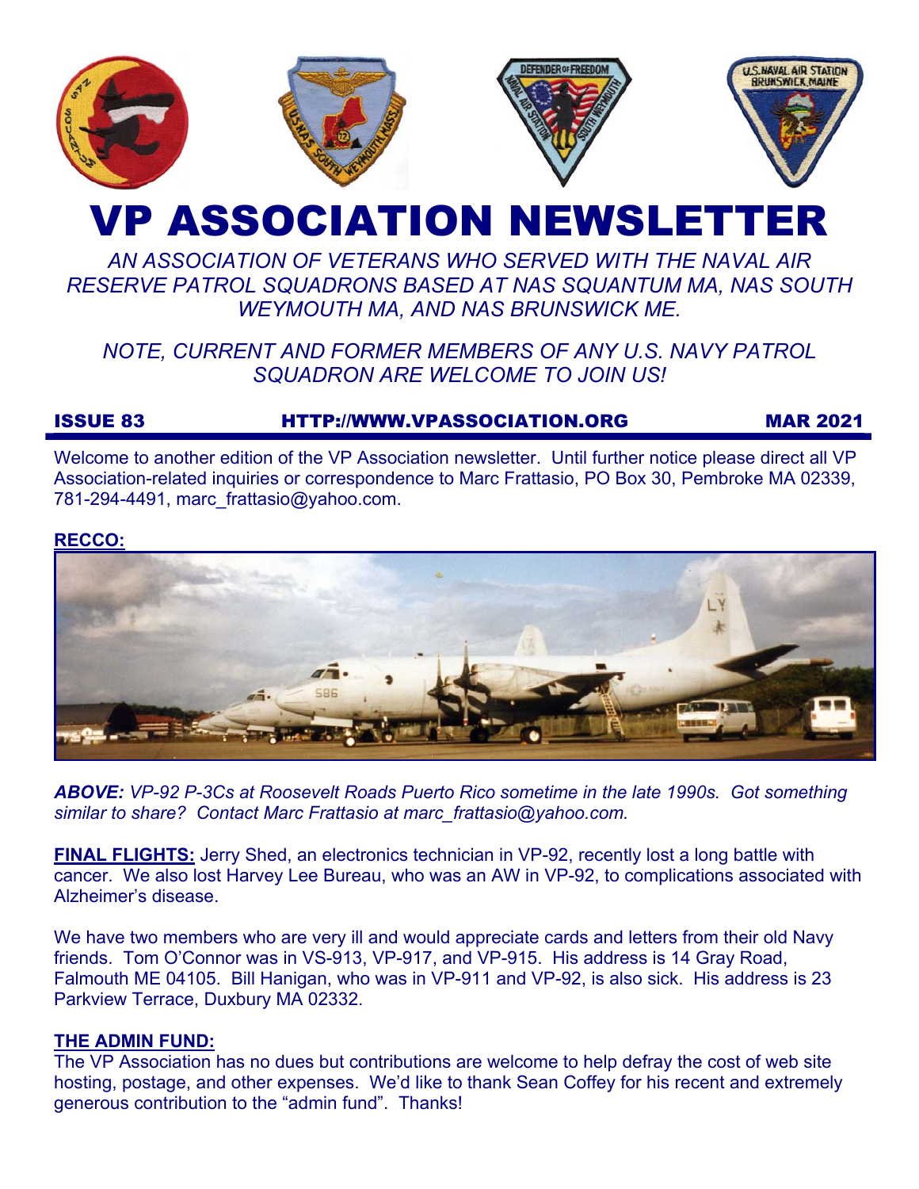# VP ASSOCIATION NEWSLETTER

*AN ASSOCIATION OF VETERANS WHO SERVED WITH THE NAVAL AIR RESERVE PATROL SQUADRONS BASED AT NAS SQUANTUM MA, NAS SOUTH WEYMOUTH MA, AND NAS BRUNSWICK ME.*

*NOTE, CURRENT AND FORMER MEMBERS OF ANY U.S. NAVY PATROL SQUADRON ARE WELCOME TO JOIN US!*

**ISSUE 83** **HTTP://WWW.VPASSOCIATION.ORG** **MAR 2021**

Welcome to another edition of the VP Association newsletter. Until further notice please direct all VP Association-related inquiries or correspondence to Marc Frattasio, PO Box 30, Pembroke MA 02339, 781-294-4491, marc_frattasio@yahoo.com.

**RECCO:**

***ABOVE:*** *VP-92 P-3Cs at Roosevelt Roads Puerto Rico sometime in the late 1990s. Got something similar to share? Contact Marc Frattasio at marc_frattasio@yahoo.com.*

**FINAL FLIGHTS:** Jerry Shed, an electronics technician in VP-92, recently lost a long battle with cancer. We also lost Harvey Lee Bureau, who was an AW in VP-92, to complications associated with Alzheimer's disease.

We have two members who are very ill and would appreciate cards and letters from their old Navy friends. Tom O'Connor was in VS-913, VP-917, and VP-915. His address is 14 Gray Road, Falmouth ME 04105. Bill Hanigan, who was in VP-911 and VP-92, is also sick. His address is 23 Parkview Terrace, Duxbury MA 02332.

**THE ADMIN FUND:**

The VP Association has no dues but contributions are welcome to help defray the cost of web site hosting, postage, and other expenses. We'd like to thank Sean Coffey for his recent and extremely generous contribution to the "admin fund". Thanks!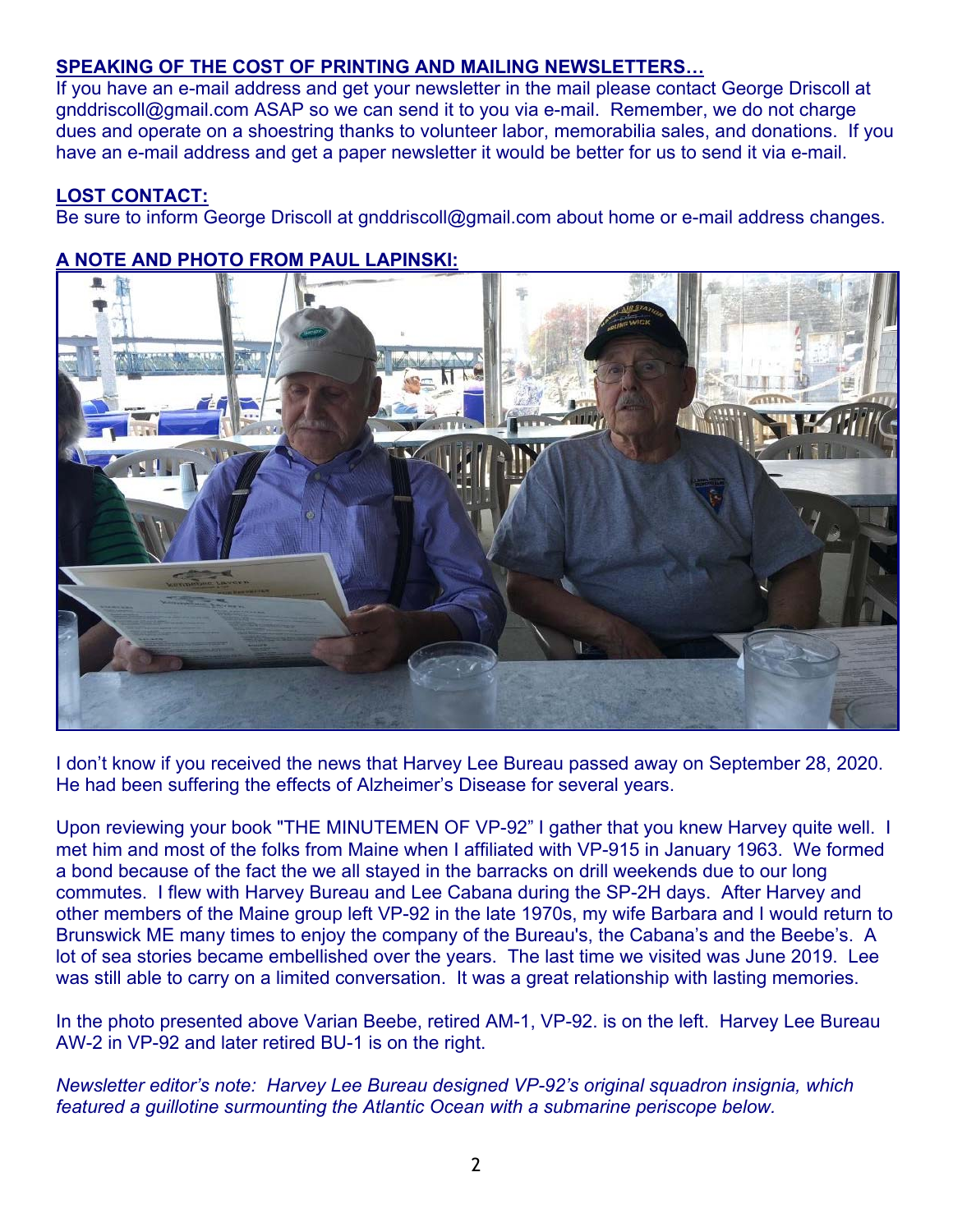## SPEAKING OF THE COST OF PRINTING AND MAILING NEWSLETTERS…

If you have an e-mail address and get your newsletter in the mail please contact George Driscoll at gnddriscoll@gmail.com ASAP so we can send it to you via e-mail. Remember, we do not charge dues and operate on a shoestring thanks to volunteer labor, memorabilia sales, and donations. If you have an e-mail address and get a paper newsletter it would be better for us to send it via e-mail.

## LOST CONTACT:

Be sure to inform George Driscoll at gnddriscoll@gmail.com about home or e-mail address changes.

## A NOTE AND PHOTO FROM PAUL LAPINSKI:

I don't know if you received the news that Harvey Lee Bureau passed away on September 28, 2020. He had been suffering the effects of Alzheimer's Disease for several years.

Upon reviewing your book "THE MINUTEMEN OF VP-92" I gather that you knew Harvey quite well. I met him and most of the folks from Maine when I affiliated with VP-915 in January 1963. We formed a bond because of the fact the we all stayed in the barracks on drill weekends due to our long commutes. I flew with Harvey Bureau and Lee Cabana during the SP-2H days. After Harvey and other members of the Maine group left VP-92 in the late 1970s, my wife Barbara and I would return to Brunswick ME many times to enjoy the company of the Bureau's, the Cabana's and the Beebe's. A lot of sea stories became embellished over the years. The last time we visited was June 2019. Lee was still able to carry on a limited conversation. It was a great relationship with lasting memories.

In the photo presented above Varian Beebe, retired AM-1, VP-92. is on the left. Harvey Lee Bureau AW-2 in VP-92 and later retired BU-1 is on the right.

*Newsletter editor's note: Harvey Lee Bureau designed VP-92's original squadron insignia, which featured a guillotine surmounting the Atlantic Ocean with a submarine periscope below.*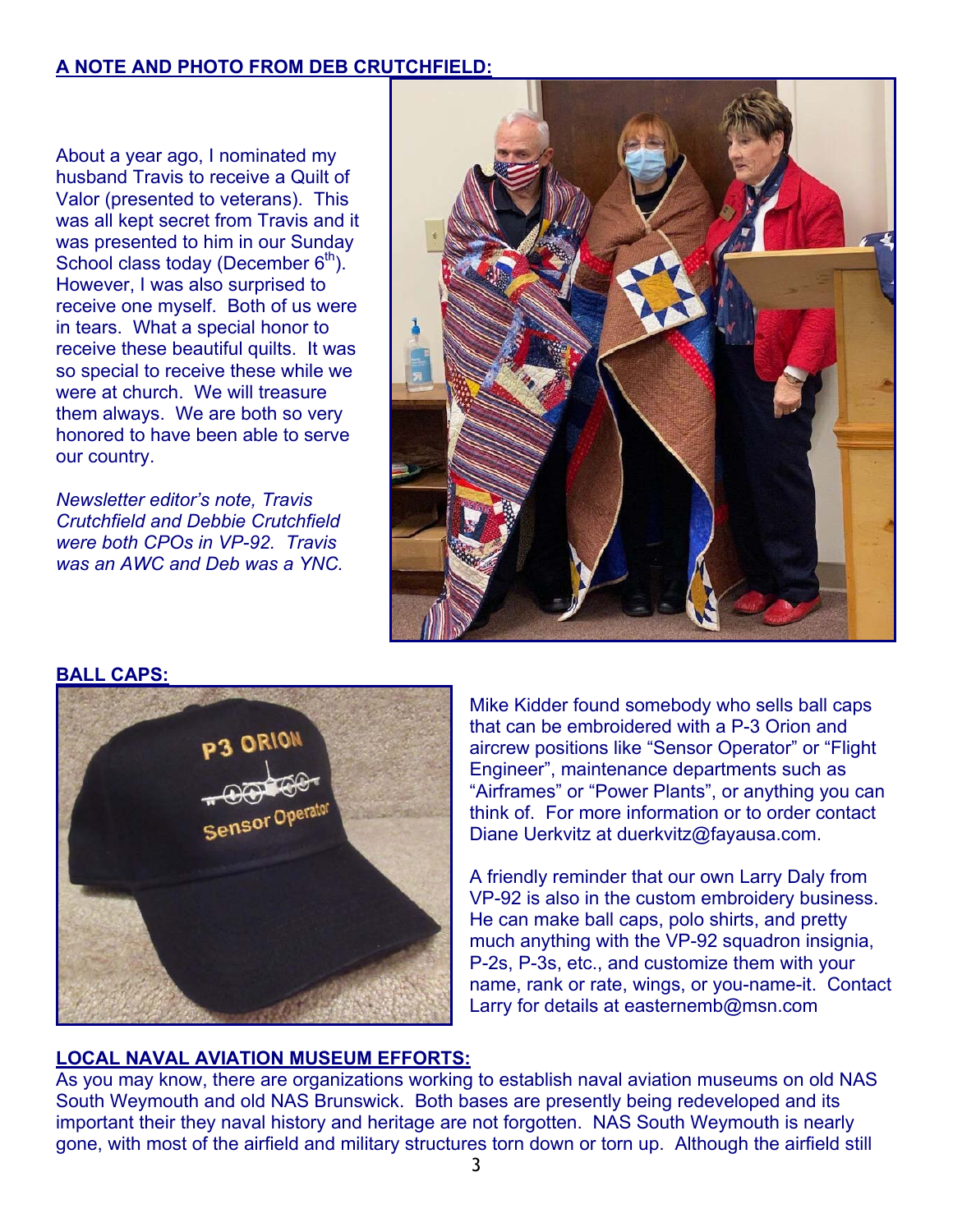## A NOTE AND PHOTO FROM DEB CRUTCHFIELD:

About a year ago, I nominated my husband Travis to receive a Quilt of Valor (presented to veterans). This was all kept secret from Travis and it was presented to him in our Sunday School class today (December 6th). However, I was also surprised to receive one myself. Both of us were in tears. What a special honor to receive these beautiful quilts. It was so special to receive these while we were at church. We will treasure them always. We are both so very honored to have been able to serve our country.

*Newsletter editor's note, Travis Crutchfield and Debbie Crutchfield were both CPOs in VP-92. Travis was an AWC and Deb was a YNC.*

## BALL CAPS:

Mike Kidder found somebody who sells ball caps that can be embroidered with a P-3 Orion and aircrew positions like "Sensor Operator" or "Flight Engineer", maintenance departments such as "Airframes" or "Power Plants", or anything you can think of. For more information or to order contact Diane Uerkvitz at duerkvitz@fayausa.com.

A friendly reminder that our own Larry Daly from VP-92 is also in the custom embroidery business. He can make ball caps, polo shirts, and pretty much anything with the VP-92 squadron insignia, P-2s, P-3s, etc., and customize them with your name, rank or rate, wings, or you-name-it. Contact Larry for details at easternemb@msn.com

## LOCAL NAVAL AVIATION MUSEUM EFFORTS:

As you may know, there are organizations working to establish naval aviation museums on old NAS South Weymouth and old NAS Brunswick. Both bases are presently being redeveloped and its important their they naval history and heritage are not forgotten. NAS South Weymouth is nearly gone, with most of the airfield and military structures torn down or torn up. Although the airfield still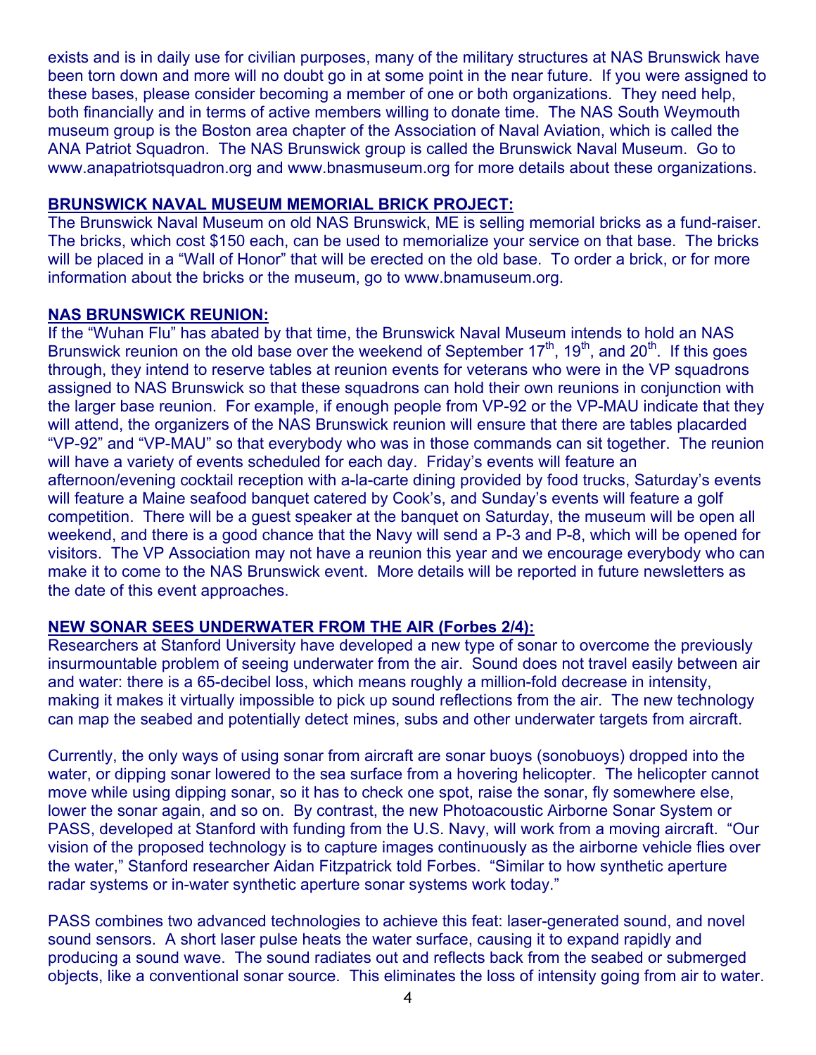exists and is in daily use for civilian purposes, many of the military structures at NAS Brunswick have been torn down and more will no doubt go in at some point in the near future. If you were assigned to these bases, please consider becoming a member of one or both organizations. They need help, both financially and in terms of active members willing to donate time. The NAS South Weymouth museum group is the Boston area chapter of the Association of Naval Aviation, which is called the ANA Patriot Squadron. The NAS Brunswick group is called the Brunswick Naval Museum. Go to www.anapatriotsquadron.org and www.bnasmuseum.org for more details about these organizations.

**BRUNSWICK NAVAL MUSEUM MEMORIAL BRICK PROJECT:**

The Brunswick Naval Museum on old NAS Brunswick, ME is selling memorial bricks as a fund-raiser. The bricks, which cost $150 each, can be used to memorialize your service on that base. The bricks will be placed in a "Wall of Honor" that will be erected on the old base. To order a brick, or for more information about the bricks or the museum, go to www.bnamuseum.org.

**NAS BRUNSWICK REUNION:**

If the "Wuhan Flu" has abated by that time, the Brunswick Naval Museum intends to hold an NAS Brunswick reunion on the old base over the weekend of September 17th, 19th, and 20th. If this goes through, they intend to reserve tables at reunion events for veterans who were in the VP squadrons assigned to NAS Brunswick so that these squadrons can hold their own reunions in conjunction with the larger base reunion. For example, if enough people from VP-92 or the VP-MAU indicate that they will attend, the organizers of the NAS Brunswick reunion will ensure that there are tables placarded "VP-92" and "VP-MAU" so that everybody who was in those commands can sit together. The reunion will have a variety of events scheduled for each day. Friday's events will feature an afternoon/evening cocktail reception with a-la-carte dining provided by food trucks, Saturday's events will feature a Maine seafood banquet catered by Cook's, and Sunday's events will feature a golf competition. There will be a guest speaker at the banquet on Saturday, the museum will be open all weekend, and there is a good chance that the Navy will send a P-3 and P-8, which will be opened for visitors. The VP Association may not have a reunion this year and we encourage everybody who can make it to come to the NAS Brunswick event. More details will be reported in future newsletters as the date of this event approaches.

**NEW SONAR SEES UNDERWATER FROM THE AIR (Forbes 2/4):**

Researchers at Stanford University have developed a new type of sonar to overcome the previously insurmountable problem of seeing underwater from the air. Sound does not travel easily between air and water: there is a 65-decibel loss, which means roughly a million-fold decrease in intensity, making it makes it virtually impossible to pick up sound reflections from the air. The new technology can map the seabed and potentially detect mines, subs and other underwater targets from aircraft.

Currently, the only ways of using sonar from aircraft are sonar buoys (sonobuoys) dropped into the water, or dipping sonar lowered to the sea surface from a hovering helicopter. The helicopter cannot move while using dipping sonar, so it has to check one spot, raise the sonar, fly somewhere else, lower the sonar again, and so on. By contrast, the new Photoacoustic Airborne Sonar System or PASS, developed at Stanford with funding from the U.S. Navy, will work from a moving aircraft. "Our vision of the proposed technology is to capture images continuously as the airborne vehicle flies over the water," Stanford researcher Aidan Fitzpatrick told Forbes. "Similar to how synthetic aperture radar systems or in-water synthetic aperture sonar systems work today."

PASS combines two advanced technologies to achieve this feat: laser-generated sound, and novel sound sensors. A short laser pulse heats the water surface, causing it to expand rapidly and producing a sound wave. The sound radiates out and reflects back from the seabed or submerged objects, like a conventional sonar source. This eliminates the loss of intensity going from air to water.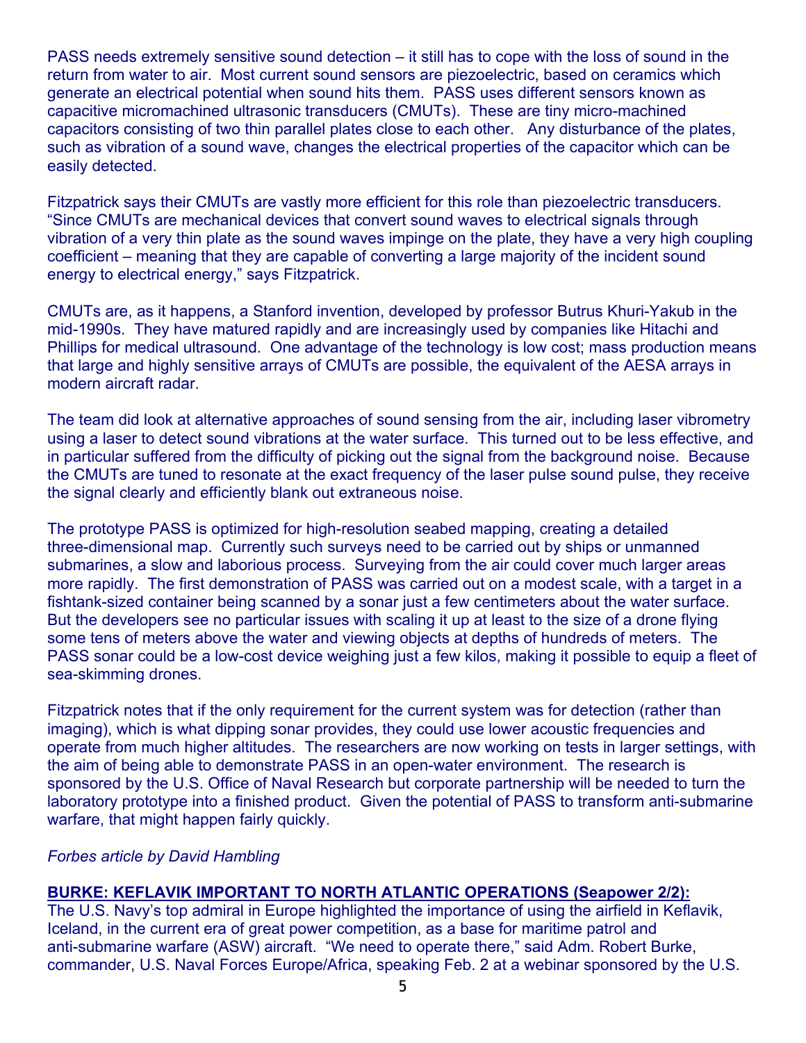PASS needs extremely sensitive sound detection – it still has to cope with the loss of sound in the return from water to air. Most current sound sensors are piezoelectric, based on ceramics which generate an electrical potential when sound hits them. PASS uses different sensors known as capacitive micromachined ultrasonic transducers (CMUTs). These are tiny micro-machined capacitors consisting of two thin parallel plates close to each other. Any disturbance of the plates, such as vibration of a sound wave, changes the electrical properties of the capacitor which can be easily detected.

Fitzpatrick says their CMUTs are vastly more efficient for this role than piezoelectric transducers. "Since CMUTs are mechanical devices that convert sound waves to electrical signals through vibration of a very thin plate as the sound waves impinge on the plate, they have a very high coupling coefficient – meaning that they are capable of converting a large majority of the incident sound energy to electrical energy," says Fitzpatrick.

CMUTs are, as it happens, a Stanford invention, developed by professor Butrus Khuri-Yakub in the mid-1990s. They have matured rapidly and are increasingly used by companies like Hitachi and Phillips for medical ultrasound. One advantage of the technology is low cost; mass production means that large and highly sensitive arrays of CMUTs are possible, the equivalent of the AESA arrays in modern aircraft radar.

The team did look at alternative approaches of sound sensing from the air, including laser vibrometry using a laser to detect sound vibrations at the water surface. This turned out to be less effective, and in particular suffered from the difficulty of picking out the signal from the background noise. Because the CMUTs are tuned to resonate at the exact frequency of the laser pulse sound pulse, they receive the signal clearly and efficiently blank out extraneous noise.

The prototype PASS is optimized for high-resolution seabed mapping, creating a detailed three-dimensional map. Currently such surveys need to be carried out by ships or unmanned submarines, a slow and laborious process. Surveying from the air could cover much larger areas more rapidly. The first demonstration of PASS was carried out on a modest scale, with a target in a fishtank-sized container being scanned by a sonar just a few centimeters about the water surface. But the developers see no particular issues with scaling it up at least to the size of a drone flying some tens of meters above the water and viewing objects at depths of hundreds of meters. The PASS sonar could be a low-cost device weighing just a few kilos, making it possible to equip a fleet of sea-skimming drones.

Fitzpatrick notes that if the only requirement for the current system was for detection (rather than imaging), which is what dipping sonar provides, they could use lower acoustic frequencies and operate from much higher altitudes. The researchers are now working on tests in larger settings, with the aim of being able to demonstrate PASS in an open-water environment. The research is sponsored by the U.S. Office of Naval Research but corporate partnership will be needed to turn the laboratory prototype into a finished product. Given the potential of PASS to transform anti-submarine warfare, that might happen fairly quickly.

*Forbes article by David Hambling*

**BURKE: KEFLAVIK IMPORTANT TO NORTH ATLANTIC OPERATIONS (Seapower 2/2):**

The U.S. Navy's top admiral in Europe highlighted the importance of using the airfield in Keflavik, Iceland, in the current era of great power competition, as a base for maritime patrol and anti-submarine warfare (ASW) aircraft. "We need to operate there," said Adm. Robert Burke, commander, U.S. Naval Forces Europe/Africa, speaking Feb. 2 at a webinar sponsored by the U.S.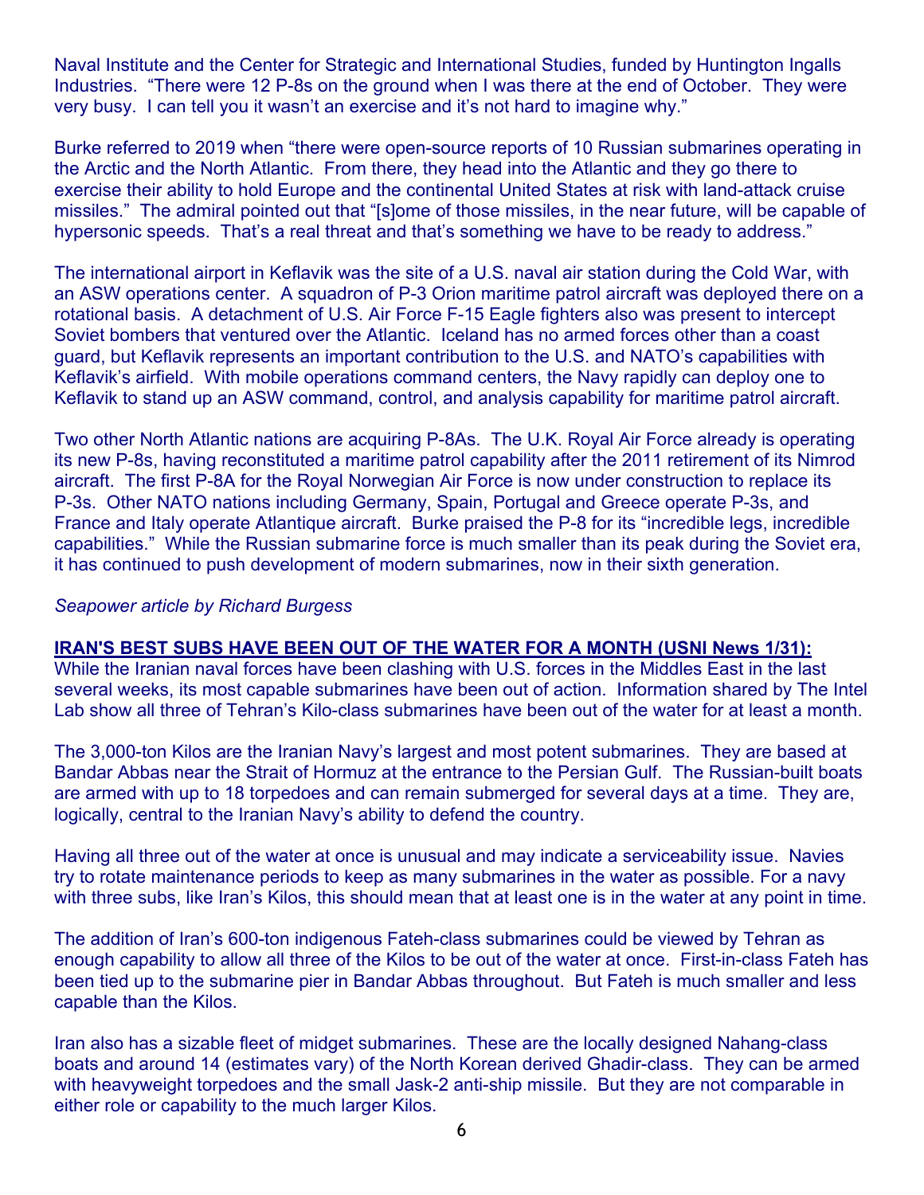Naval Institute and the Center for Strategic and International Studies, funded by Huntington Ingalls Industries. "There were 12 P-8s on the ground when I was there at the end of October. They were very busy. I can tell you it wasn't an exercise and it's not hard to imagine why."

Burke referred to 2019 when "there were open-source reports of 10 Russian submarines operating in the Arctic and the North Atlantic. From there, they head into the Atlantic and they go there to exercise their ability to hold Europe and the continental United States at risk with land-attack cruise missiles." The admiral pointed out that "[s]ome of those missiles, in the near future, will be capable of hypersonic speeds. That's a real threat and that's something we have to be ready to address."

The international airport in Keflavik was the site of a U.S. naval air station during the Cold War, with an ASW operations center. A squadron of P-3 Orion maritime patrol aircraft was deployed there on a rotational basis. A detachment of U.S. Air Force F-15 Eagle fighters also was present to intercept Soviet bombers that ventured over the Atlantic. Iceland has no armed forces other than a coast guard, but Keflavik represents an important contribution to the U.S. and NATO's capabilities with Keflavik's airfield. With mobile operations command centers, the Navy rapidly can deploy one to Keflavik to stand up an ASW command, control, and analysis capability for maritime patrol aircraft.

Two other North Atlantic nations are acquiring P-8As. The U.K. Royal Air Force already is operating its new P-8s, having reconstituted a maritime patrol capability after the 2011 retirement of its Nimrod aircraft. The first P-8A for the Royal Norwegian Air Force is now under construction to replace its P-3s. Other NATO nations including Germany, Spain, Portugal and Greece operate P-3s, and France and Italy operate Atlantique aircraft. Burke praised the P-8 for its "incredible legs, incredible capabilities." While the Russian submarine force is much smaller than its peak during the Soviet era, it has continued to push development of modern submarines, now in their sixth generation.

*Seapower article by Richard Burgess*

**IRAN'S BEST SUBS HAVE BEEN OUT OF THE WATER FOR A MONTH (USNI News 1/31):**
While the Iranian naval forces have been clashing with U.S. forces in the Middles East in the last several weeks, its most capable submarines have been out of action. Information shared by The Intel Lab show all three of Tehran's Kilo-class submarines have been out of the water for at least a month.

The 3,000-ton Kilos are the Iranian Navy's largest and most potent submarines. They are based at Bandar Abbas near the Strait of Hormuz at the entrance to the Persian Gulf. The Russian-built boats are armed with up to 18 torpedoes and can remain submerged for several days at a time. They are, logically, central to the Iranian Navy's ability to defend the country.

Having all three out of the water at once is unusual and may indicate a serviceability issue. Navies try to rotate maintenance periods to keep as many submarines in the water as possible. For a navy with three subs, like Iran's Kilos, this should mean that at least one is in the water at any point in time.

The addition of Iran's 600-ton indigenous Fateh-class submarines could be viewed by Tehran as enough capability to allow all three of the Kilos to be out of the water at once. First-in-class Fateh has been tied up to the submarine pier in Bandar Abbas throughout. But Fateh is much smaller and less capable than the Kilos.

Iran also has a sizable fleet of midget submarines. These are the locally designed Nahang-class boats and around 14 (estimates vary) of the North Korean derived Ghadir-class. They can be armed with heavyweight torpedoes and the small Jask-2 anti-ship missile. But they are not comparable in either role or capability to the much larger Kilos.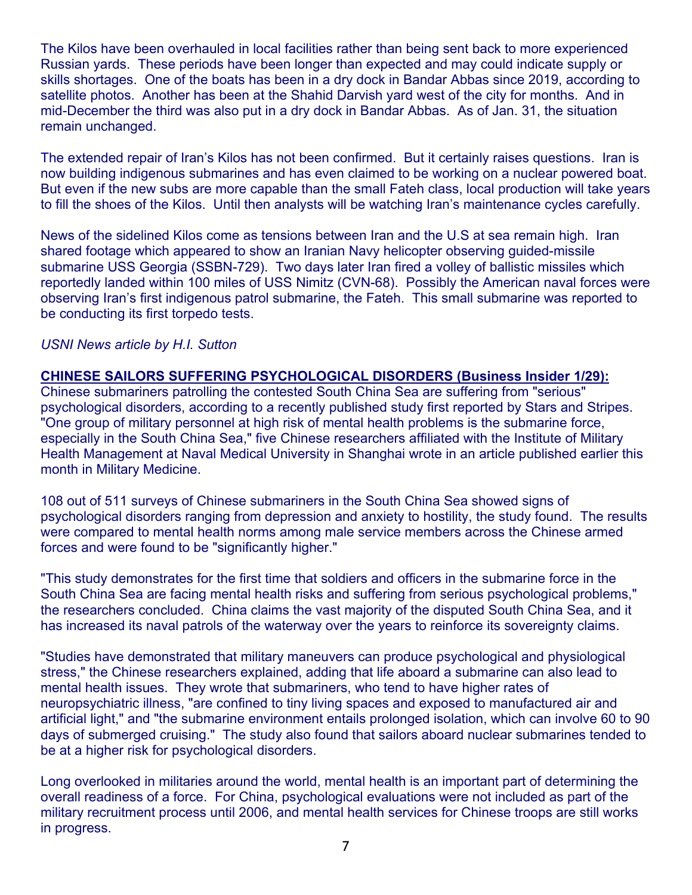The Kilos have been overhauled in local facilities rather than being sent back to more experienced Russian yards. These periods have been longer than expected and may could indicate supply or skills shortages. One of the boats has been in a dry dock in Bandar Abbas since 2019, according to satellite photos. Another has been at the Shahid Darvish yard west of the city for months. And in mid-December the third was also put in a dry dock in Bandar Abbas. As of Jan. 31, the situation remain unchanged.

The extended repair of Iran's Kilos has not been confirmed. But it certainly raises questions. Iran is now building indigenous submarines and has even claimed to be working on a nuclear powered boat. But even if the new subs are more capable than the small Fateh class, local production will take years to fill the shoes of the Kilos. Until then analysts will be watching Iran's maintenance cycles carefully.

News of the sidelined Kilos come as tensions between Iran and the U.S at sea remain high. Iran shared footage which appeared to show an Iranian Navy helicopter observing guided-missile submarine USS Georgia (SSBN-729). Two days later Iran fired a volley of ballistic missiles which reportedly landed within 100 miles of USS Nimitz (CVN-68). Possibly the American naval forces were observing Iran's first indigenous patrol submarine, the Fateh. This small submarine was reported to be conducting its first torpedo tests.

*USNI News article by H.I. Sutton*

**CHINESE SAILORS SUFFERING PSYCHOLOGICAL DISORDERS (Business Insider 1/29):**
Chinese submariners patrolling the contested South China Sea are suffering from "serious" psychological disorders, according to a recently published study first reported by Stars and Stripes. "One group of military personnel at high risk of mental health problems is the submarine force, especially in the South China Sea," five Chinese researchers affiliated with the Institute of Military Health Management at Naval Medical University in Shanghai wrote in an article published earlier this month in Military Medicine.

108 out of 511 surveys of Chinese submariners in the South China Sea showed signs of psychological disorders ranging from depression and anxiety to hostility, the study found. The results were compared to mental health norms among male service members across the Chinese armed forces and were found to be "significantly higher."

"This study demonstrates for the first time that soldiers and officers in the submarine force in the South China Sea are facing mental health risks and suffering from serious psychological problems," the researchers concluded. China claims the vast majority of the disputed South China Sea, and it has increased its naval patrols of the waterway over the years to reinforce its sovereignty claims.

"Studies have demonstrated that military maneuvers can produce psychological and physiological stress," the Chinese researchers explained, adding that life aboard a submarine can also lead to mental health issues. They wrote that submariners, who tend to have higher rates of neuropsychiatric illness, "are confined to tiny living spaces and exposed to manufactured air and artificial light," and "the submarine environment entails prolonged isolation, which can involve 60 to 90 days of submerged cruising." The study also found that sailors aboard nuclear submarines tended to be at a higher risk for psychological disorders.

Long overlooked in militaries around the world, mental health is an important part of determining the overall readiness of a force. For China, psychological evaluations were not included as part of the military recruitment process until 2006, and mental health services for Chinese troops are still works in progress.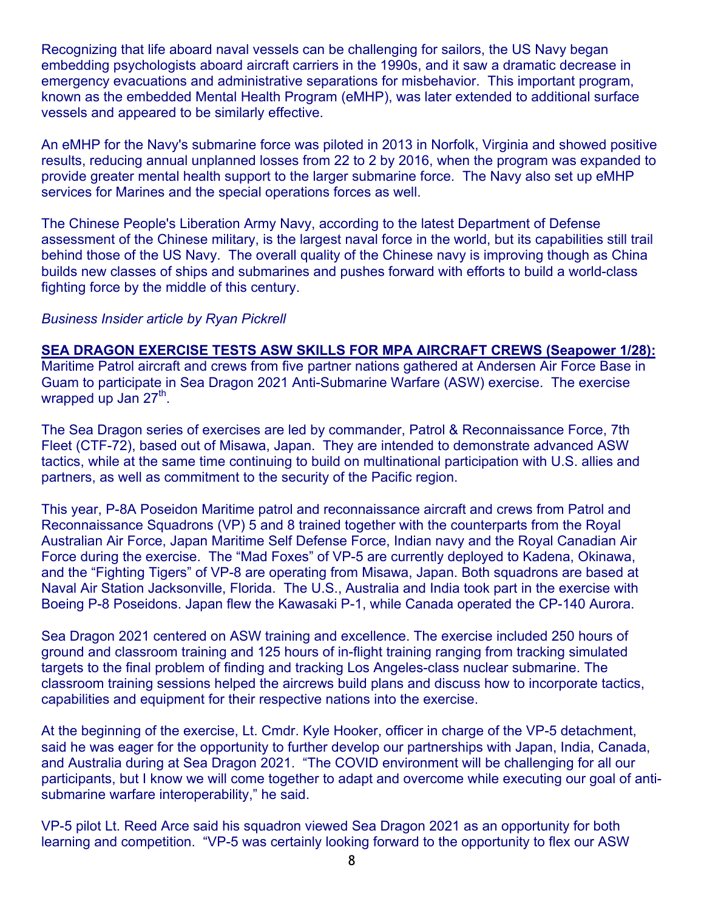Recognizing that life aboard naval vessels can be challenging for sailors, the US Navy began embedding psychologists aboard aircraft carriers in the 1990s, and it saw a dramatic decrease in emergency evacuations and administrative separations for misbehavior. This important program, known as the embedded Mental Health Program (eMHP), was later extended to additional surface vessels and appeared to be similarly effective.

An eMHP for the Navy's submarine force was piloted in 2013 in Norfolk, Virginia and showed positive results, reducing annual unplanned losses from 22 to 2 by 2016, when the program was expanded to provide greater mental health support to the larger submarine force. The Navy also set up eMHP services for Marines and the special operations forces as well.

The Chinese People's Liberation Army Navy, according to the latest Department of Defense assessment of the Chinese military, is the largest naval force in the world, but its capabilities still trail behind those of the US Navy. The overall quality of the Chinese navy is improving though as China builds new classes of ships and submarines and pushes forward with efforts to build a world-class fighting force by the middle of this century.

*Business Insider article by Ryan Pickrell*

**SEA DRAGON EXERCISE TESTS ASW SKILLS FOR MPA AIRCRAFT CREWS (Seapower 1/28):** Maritime Patrol aircraft and crews from five partner nations gathered at Andersen Air Force Base in Guam to participate in Sea Dragon 2021 Anti-Submarine Warfare (ASW) exercise. The exercise wrapped up Jan 27th.

The Sea Dragon series of exercises are led by commander, Patrol & Reconnaissance Force, 7th Fleet (CTF-72), based out of Misawa, Japan. They are intended to demonstrate advanced ASW tactics, while at the same time continuing to build on multinational participation with U.S. allies and partners, as well as commitment to the security of the Pacific region.

This year, P-8A Poseidon Maritime patrol and reconnaissance aircraft and crews from Patrol and Reconnaissance Squadrons (VP) 5 and 8 trained together with the counterparts from the Royal Australian Air Force, Japan Maritime Self Defense Force, Indian navy and the Royal Canadian Air Force during the exercise. The "Mad Foxes" of VP-5 are currently deployed to Kadena, Okinawa, and the "Fighting Tigers" of VP-8 are operating from Misawa, Japan. Both squadrons are based at Naval Air Station Jacksonville, Florida. The U.S., Australia and India took part in the exercise with Boeing P-8 Poseidons. Japan flew the Kawasaki P-1, while Canada operated the CP-140 Aurora.

Sea Dragon 2021 centered on ASW training and excellence. The exercise included 250 hours of ground and classroom training and 125 hours of in-flight training ranging from tracking simulated targets to the final problem of finding and tracking Los Angeles-class nuclear submarine. The classroom training sessions helped the aircrews build plans and discuss how to incorporate tactics, capabilities and equipment for their respective nations into the exercise.

At the beginning of the exercise, Lt. Cmdr. Kyle Hooker, officer in charge of the VP-5 detachment, said he was eager for the opportunity to further develop our partnerships with Japan, India, Canada, and Australia during at Sea Dragon 2021. "The COVID environment will be challenging for all our participants, but I know we will come together to adapt and overcome while executing our goal of anti-submarine warfare interoperability," he said.

VP-5 pilot Lt. Reed Arce said his squadron viewed Sea Dragon 2021 as an opportunity for both learning and competition. "VP-5 was certainly looking forward to the opportunity to flex our ASW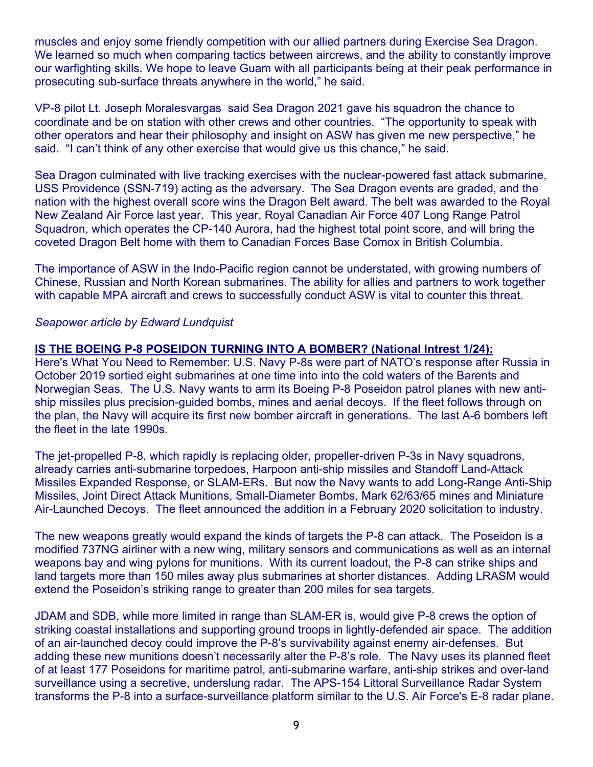muscles and enjoy some friendly competition with our allied partners during Exercise Sea Dragon. We learned so much when comparing tactics between aircrews, and the ability to constantly improve our warfighting skills. We hope to leave Guam with all participants being at their peak performance in prosecuting sub-surface threats anywhere in the world," he said.

VP-8 pilot Lt. Joseph Moralesvargas said Sea Dragon 2021 gave his squadron the chance to coordinate and be on station with other crews and other countries. "The opportunity to speak with other operators and hear their philosophy and insight on ASW has given me new perspective," he said. "I can't think of any other exercise that would give us this chance," he said.

Sea Dragon culminated with live tracking exercises with the nuclear-powered fast attack submarine, USS Providence (SSN-719) acting as the adversary. The Sea Dragon events are graded, and the nation with the highest overall score wins the Dragon Belt award. The belt was awarded to the Royal New Zealand Air Force last year. This year, Royal Canadian Air Force 407 Long Range Patrol Squadron, which operates the CP-140 Aurora, had the highest total point score, and will bring the coveted Dragon Belt home with them to Canadian Forces Base Comox in British Columbia.

The importance of ASW in the Indo-Pacific region cannot be understated, with growing numbers of Chinese, Russian and North Korean submarines. The ability for allies and partners to work together with capable MPA aircraft and crews to successfully conduct ASW is vital to counter this threat.

*Seapower article by Edward Lundquist*

**IS THE BOEING P-8 POSEIDON TURNING INTO A BOMBER? (National Intrest 1/24):**

Here's What You Need to Remember: U.S. Navy P-8s were part of NATO's response after Russia in October 2019 sortied eight submarines at one time into into the cold waters of the Barents and Norwegian Seas. The U.S. Navy wants to arm its Boeing P-8 Poseidon patrol planes with new anti-ship missiles plus precision-guided bombs, mines and aerial decoys. If the fleet follows through on the plan, the Navy will acquire its first new bomber aircraft in generations. The last A-6 bombers left the fleet in the late 1990s.

The jet-propelled P-8, which rapidly is replacing older, propeller-driven P-3s in Navy squadrons, already carries anti-submarine torpedoes, Harpoon anti-ship missiles and Standoff Land-Attack Missiles Expanded Response, or SLAM-ERs. But now the Navy wants to add Long-Range Anti-Ship Missiles, Joint Direct Attack Munitions, Small-Diameter Bombs, Mark 62/63/65 mines and Miniature Air-Launched Decoys. The fleet announced the addition in a February 2020 solicitation to industry.

The new weapons greatly would expand the kinds of targets the P-8 can attack. The Poseidon is a modified 737NG airliner with a new wing, military sensors and communications as well as an internal weapons bay and wing pylons for munitions. With its current loadout, the P-8 can strike ships and land targets more than 150 miles away plus submarines at shorter distances. Adding LRASM would extend the Poseidon's striking range to greater than 200 miles for sea targets.

JDAM and SDB, while more limited in range than SLAM-ER is, would give P-8 crews the option of striking coastal installations and supporting ground troops in lightly-defended air space. The addition of an air-launched decoy could improve the P-8's survivability against enemy air-defenses. But adding these new munitions doesn't necessarily alter the P-8's role. The Navy uses its planned fleet of at least 177 Poseidons for maritime patrol, anti-submarine warfare, anti-ship strikes and over-land surveillance using a secretive, underslung radar. The APS-154 Littoral Surveillance Radar System transforms the P-8 into a surface-surveillance platform similar to the U.S. Air Force's E-8 radar plane.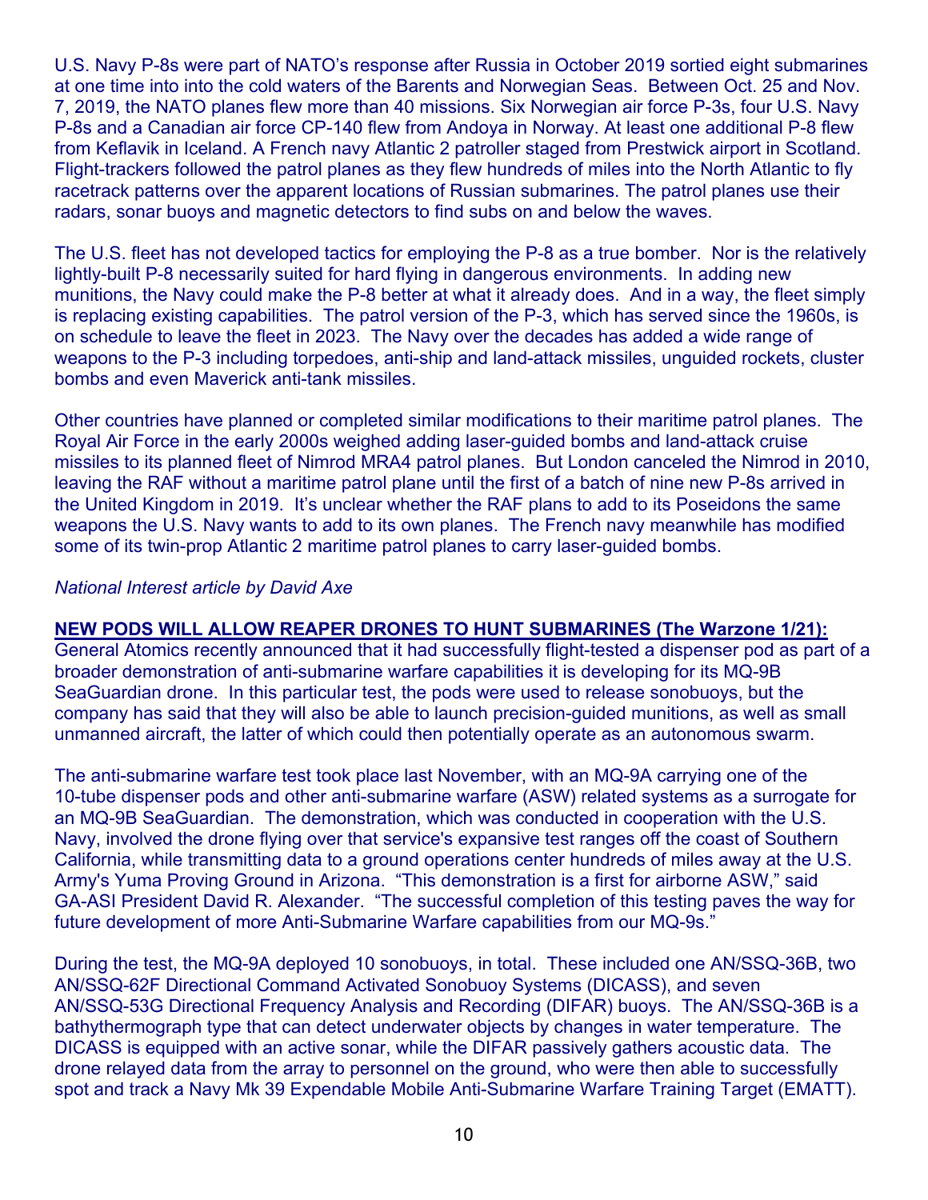U.S. Navy P-8s were part of NATO's response after Russia in October 2019 sortied eight submarines at one time into into the cold waters of the Barents and Norwegian Seas. Between Oct. 25 and Nov. 7, 2019, the NATO planes flew more than 40 missions. Six Norwegian air force P-3s, four U.S. Navy P-8s and a Canadian air force CP-140 flew from Andoya in Norway. At least one additional P-8 flew from Keflavik in Iceland. A French navy Atlantic 2 patroller staged from Prestwick airport in Scotland. Flight-trackers followed the patrol planes as they flew hundreds of miles into the North Atlantic to fly racetrack patterns over the apparent locations of Russian submarines. The patrol planes use their radars, sonar buoys and magnetic detectors to find subs on and below the waves.

The U.S. fleet has not developed tactics for employing the P-8 as a true bomber. Nor is the relatively lightly-built P-8 necessarily suited for hard flying in dangerous environments. In adding new munitions, the Navy could make the P-8 better at what it already does. And in a way, the fleet simply is replacing existing capabilities. The patrol version of the P-3, which has served since the 1960s, is on schedule to leave the fleet in 2023. The Navy over the decades has added a wide range of weapons to the P-3 including torpedoes, anti-ship and land-attack missiles, unguided rockets, cluster bombs and even Maverick anti-tank missiles.

Other countries have planned or completed similar modifications to their maritime patrol planes. The Royal Air Force in the early 2000s weighed adding laser-guided bombs and land-attack cruise missiles to its planned fleet of Nimrod MRA4 patrol planes. But London canceled the Nimrod in 2010, leaving the RAF without a maritime patrol plane until the first of a batch of nine new P-8s arrived in the United Kingdom in 2019. It's unclear whether the RAF plans to add to its Poseidons the same weapons the U.S. Navy wants to add to its own planes. The French navy meanwhile has modified some of its twin-prop Atlantic 2 maritime patrol planes to carry laser-guided bombs.

*National Interest article by David Axe*

**NEW PODS WILL ALLOW REAPER DRONES TO HUNT SUBMARINES (The Warzone 1/21):**
General Atomics recently announced that it had successfully flight-tested a dispenser pod as part of a broader demonstration of anti-submarine warfare capabilities it is developing for its MQ-9B SeaGuardian drone. In this particular test, the pods were used to release sonobuoys, but the company has said that they will also be able to launch precision-guided munitions, as well as small unmanned aircraft, the latter of which could then potentially operate as an autonomous swarm.

The anti-submarine warfare test took place last November, with an MQ-9A carrying one of the 10-tube dispenser pods and other anti-submarine warfare (ASW) related systems as a surrogate for an MQ-9B SeaGuardian. The demonstration, which was conducted in cooperation with the U.S. Navy, involved the drone flying over that service's expansive test ranges off the coast of Southern California, while transmitting data to a ground operations center hundreds of miles away at the U.S. Army's Yuma Proving Ground in Arizona. "This demonstration is a first for airborne ASW," said GA-ASI President David R. Alexander. "The successful completion of this testing paves the way for future development of more Anti-Submarine Warfare capabilities from our MQ-9s."

During the test, the MQ-9A deployed 10 sonobuoys, in total. These included one AN/SSQ-36B, two AN/SSQ-62F Directional Command Activated Sonobuoy Systems (DICASS), and seven AN/SSQ-53G Directional Frequency Analysis and Recording (DIFAR) buoys. The AN/SSQ-36B is a bathythermograph type that can detect underwater objects by changes in water temperature. The DICASS is equipped with an active sonar, while the DIFAR passively gathers acoustic data. The drone relayed data from the array to personnel on the ground, who were then able to successfully spot and track a Navy Mk 39 Expendable Mobile Anti-Submarine Warfare Training Target (EMATT).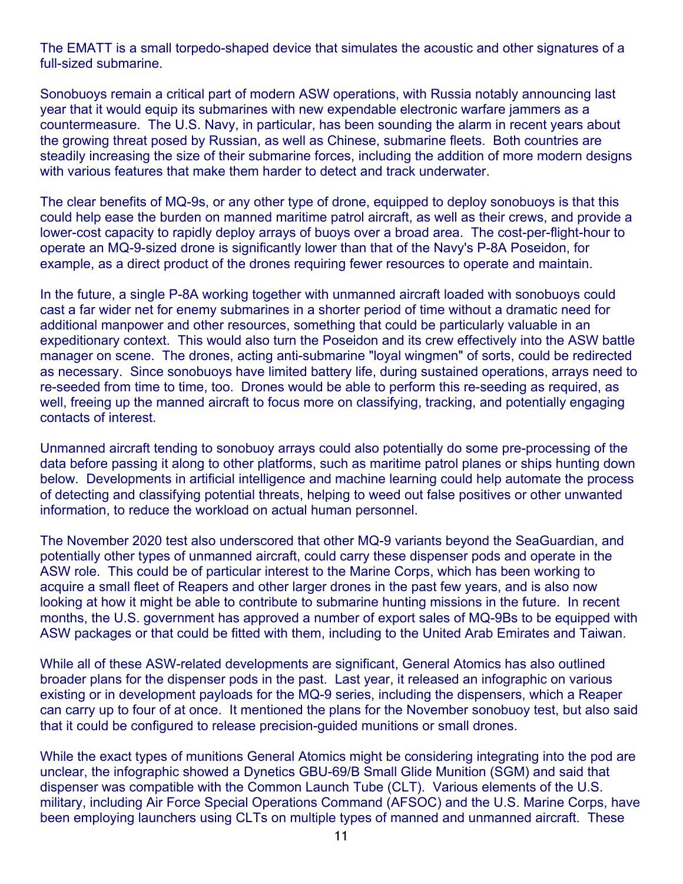The EMATT is a small torpedo-shaped device that simulates the acoustic and other signatures of a full-sized submarine.

Sonobuoys remain a critical part of modern ASW operations, with Russia notably announcing last year that it would equip its submarines with new expendable electronic warfare jammers as a countermeasure. The U.S. Navy, in particular, has been sounding the alarm in recent years about the growing threat posed by Russian, as well as Chinese, submarine fleets. Both countries are steadily increasing the size of their submarine forces, including the addition of more modern designs with various features that make them harder to detect and track underwater.

The clear benefits of MQ-9s, or any other type of drone, equipped to deploy sonobuoys is that this could help ease the burden on manned maritime patrol aircraft, as well as their crews, and provide a lower-cost capacity to rapidly deploy arrays of buoys over a broad area. The cost-per-flight-hour to operate an MQ-9-sized drone is significantly lower than that of the Navy's P-8A Poseidon, for example, as a direct product of the drones requiring fewer resources to operate and maintain.

In the future, a single P-8A working together with unmanned aircraft loaded with sonobuoys could cast a far wider net for enemy submarines in a shorter period of time without a dramatic need for additional manpower and other resources, something that could be particularly valuable in an expeditionary context. This would also turn the Poseidon and its crew effectively into the ASW battle manager on scene. The drones, acting anti-submarine "loyal wingmen" of sorts, could be redirected as necessary. Since sonobuoys have limited battery life, during sustained operations, arrays need to re-seeded from time to time, too. Drones would be able to perform this re-seeding as required, as well, freeing up the manned aircraft to focus more on classifying, tracking, and potentially engaging contacts of interest.

Unmanned aircraft tending to sonobuoy arrays could also potentially do some pre-processing of the data before passing it along to other platforms, such as maritime patrol planes or ships hunting down below. Developments in artificial intelligence and machine learning could help automate the process of detecting and classifying potential threats, helping to weed out false positives or other unwanted information, to reduce the workload on actual human personnel.

The November 2020 test also underscored that other MQ-9 variants beyond the SeaGuardian, and potentially other types of unmanned aircraft, could carry these dispenser pods and operate in the ASW role. This could be of particular interest to the Marine Corps, which has been working to acquire a small fleet of Reapers and other larger drones in the past few years, and is also now looking at how it might be able to contribute to submarine hunting missions in the future. In recent months, the U.S. government has approved a number of export sales of MQ-9Bs to be equipped with ASW packages or that could be fitted with them, including to the United Arab Emirates and Taiwan.

While all of these ASW-related developments are significant, General Atomics has also outlined broader plans for the dispenser pods in the past. Last year, it released an infographic on various existing or in development payloads for the MQ-9 series, including the dispensers, which a Reaper can carry up to four of at once. It mentioned the plans for the November sonobuoy test, but also said that it could be configured to release precision-guided munitions or small drones.

While the exact types of munitions General Atomics might be considering integrating into the pod are unclear, the infographic showed a Dynetics GBU-69/B Small Glide Munition (SGM) and said that dispenser was compatible with the Common Launch Tube (CLT). Various elements of the U.S. military, including Air Force Special Operations Command (AFSOC) and the U.S. Marine Corps, have been employing launchers using CLTs on multiple types of manned and unmanned aircraft. These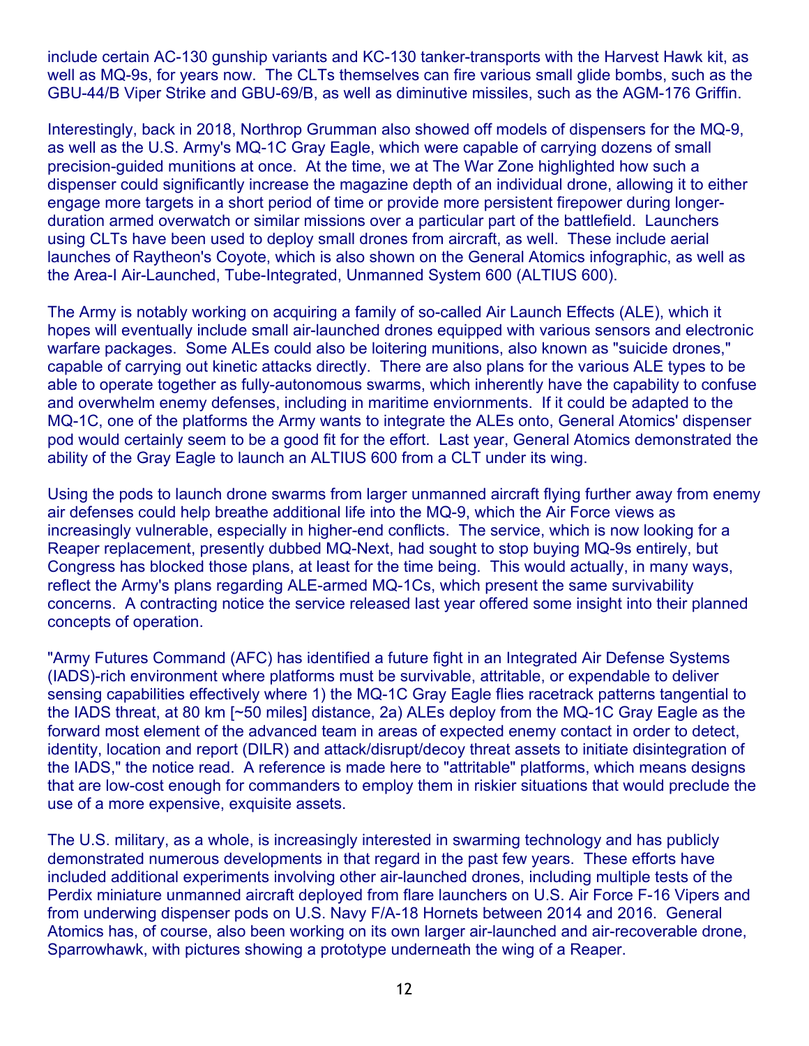include certain AC-130 gunship variants and KC-130 tanker-transports with the Harvest Hawk kit, as well as MQ-9s, for years now. The CLTs themselves can fire various small glide bombs, such as the GBU-44/B Viper Strike and GBU-69/B, as well as diminutive missiles, such as the AGM-176 Griffin.

Interestingly, back in 2018, Northrop Grumman also showed off models of dispensers for the MQ-9, as well as the U.S. Army's MQ-1C Gray Eagle, which were capable of carrying dozens of small precision-guided munitions at once. At the time, we at The War Zone highlighted how such a dispenser could significantly increase the magazine depth of an individual drone, allowing it to either engage more targets in a short period of time or provide more persistent firepower during longer-duration armed overwatch or similar missions over a particular part of the battlefield. Launchers using CLTs have been used to deploy small drones from aircraft, as well. These include aerial launches of Raytheon's Coyote, which is also shown on the General Atomics infographic, as well as the Area-I Air-Launched, Tube-Integrated, Unmanned System 600 (ALTIUS 600).

The Army is notably working on acquiring a family of so-called Air Launch Effects (ALE), which it hopes will eventually include small air-launched drones equipped with various sensors and electronic warfare packages. Some ALEs could also be loitering munitions, also known as "suicide drones," capable of carrying out kinetic attacks directly. There are also plans for the various ALE types to be able to operate together as fully-autonomous swarms, which inherently have the capability to confuse and overwhelm enemy defenses, including in maritime enviornments. If it could be adapted to the MQ-1C, one of the platforms the Army wants to integrate the ALEs onto, General Atomics' dispenser pod would certainly seem to be a good fit for the effort. Last year, General Atomics demonstrated the ability of the Gray Eagle to launch an ALTIUS 600 from a CLT under its wing.

Using the pods to launch drone swarms from larger unmanned aircraft flying further away from enemy air defenses could help breathe additional life into the MQ-9, which the Air Force views as increasingly vulnerable, especially in higher-end conflicts. The service, which is now looking for a Reaper replacement, presently dubbed MQ-Next, had sought to stop buying MQ-9s entirely, but Congress has blocked those plans, at least for the time being. This would actually, in many ways, reflect the Army's plans regarding ALE-armed MQ-1Cs, which present the same survivability concerns. A contracting notice the service released last year offered some insight into their planned concepts of operation.

"Army Futures Command (AFC) has identified a future fight in an Integrated Air Defense Systems (IADS)-rich environment where platforms must be survivable, attritable, or expendable to deliver sensing capabilities effectively where 1) the MQ-1C Gray Eagle flies racetrack patterns tangential to the IADS threat, at 80 km [~50 miles] distance, 2a) ALEs deploy from the MQ-1C Gray Eagle as the forward most element of the advanced team in areas of expected enemy contact in order to detect, identity, location and report (DILR) and attack/disrupt/decoy threat assets to initiate disintegration of the IADS," the notice read. A reference is made here to "attritable" platforms, which means designs that are low-cost enough for commanders to employ them in riskier situations that would preclude the use of a more expensive, exquisite assets.

The U.S. military, as a whole, is increasingly interested in swarming technology and has publicly demonstrated numerous developments in that regard in the past few years. These efforts have included additional experiments involving other air-launched drones, including multiple tests of the Perdix miniature unmanned aircraft deployed from flare launchers on U.S. Air Force F-16 Vipers and from underwing dispenser pods on U.S. Navy F/A-18 Hornets between 2014 and 2016. General Atomics has, of course, also been working on its own larger air-launched and air-recoverable drone, Sparrowhawk, with pictures showing a prototype underneath the wing of a Reaper.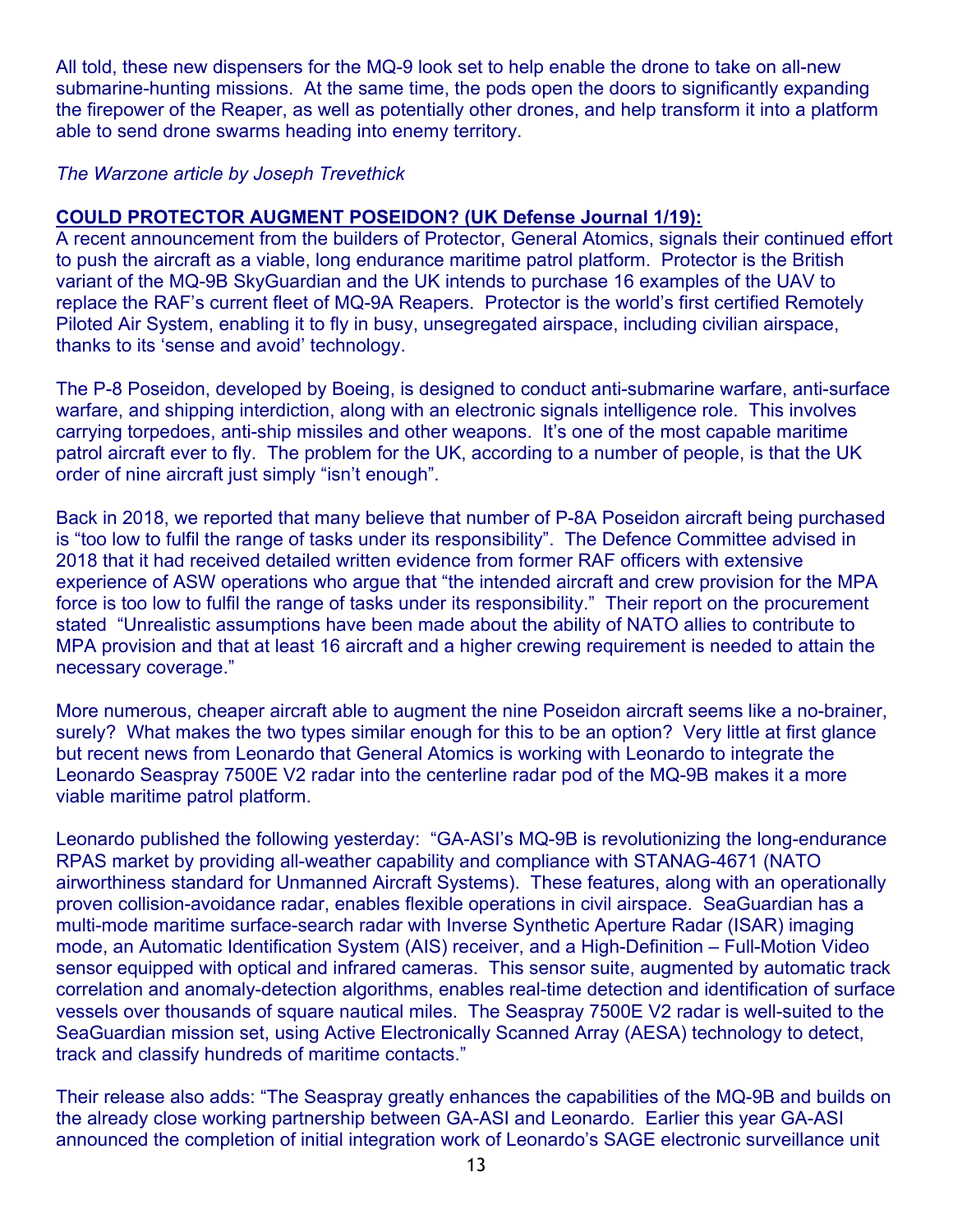All told, these new dispensers for the MQ-9 look set to help enable the drone to take on all-new submarine-hunting missions. At the same time, the pods open the doors to significantly expanding the firepower of the Reaper, as well as potentially other drones, and help transform it into a platform able to send drone swarms heading into enemy territory.

*The Warzone article by Joseph Trevethick*

**COULD PROTECTOR AUGMENT POSEIDON? (UK Defense Journal 1/19):**

A recent announcement from the builders of Protector, General Atomics, signals their continued effort to push the aircraft as a viable, long endurance maritime patrol platform. Protector is the British variant of the MQ-9B SkyGuardian and the UK intends to purchase 16 examples of the UAV to replace the RAF's current fleet of MQ-9A Reapers. Protector is the world's first certified Remotely Piloted Air System, enabling it to fly in busy, unsegregated airspace, including civilian airspace, thanks to its 'sense and avoid' technology.

The P-8 Poseidon, developed by Boeing, is designed to conduct anti-submarine warfare, anti-surface warfare, and shipping interdiction, along with an electronic signals intelligence role. This involves carrying torpedoes, anti-ship missiles and other weapons. It's one of the most capable maritime patrol aircraft ever to fly. The problem for the UK, according to a number of people, is that the UK order of nine aircraft just simply "isn't enough".

Back in 2018, we reported that many believe that number of P-8A Poseidon aircraft being purchased is "too low to fulfil the range of tasks under its responsibility". The Defence Committee advised in 2018 that it had received detailed written evidence from former RAF officers with extensive experience of ASW operations who argue that "the intended aircraft and crew provision for the MPA force is too low to fulfil the range of tasks under its responsibility." Their report on the procurement stated "Unrealistic assumptions have been made about the ability of NATO allies to contribute to MPA provision and that at least 16 aircraft and a higher crewing requirement is needed to attain the necessary coverage."

More numerous, cheaper aircraft able to augment the nine Poseidon aircraft seems like a no-brainer, surely? What makes the two types similar enough for this to be an option? Very little at first glance but recent news from Leonardo that General Atomics is working with Leonardo to integrate the Leonardo Seaspray 7500E V2 radar into the centerline radar pod of the MQ-9B makes it a more viable maritime patrol platform.

Leonardo published the following yesterday: "GA-ASI's MQ-9B is revolutionizing the long-endurance RPAS market by providing all-weather capability and compliance with STANAG-4671 (NATO airworthiness standard for Unmanned Aircraft Systems). These features, along with an operationally proven collision-avoidance radar, enables flexible operations in civil airspace. SeaGuardian has a multi-mode maritime surface-search radar with Inverse Synthetic Aperture Radar (ISAR) imaging mode, an Automatic Identification System (AIS) receiver, and a High-Definition – Full-Motion Video sensor equipped with optical and infrared cameras. This sensor suite, augmented by automatic track correlation and anomaly-detection algorithms, enables real-time detection and identification of surface vessels over thousands of square nautical miles. The Seaspray 7500E V2 radar is well-suited to the SeaGuardian mission set, using Active Electronically Scanned Array (AESA) technology to detect, track and classify hundreds of maritime contacts."

Their release also adds: "The Seaspray greatly enhances the capabilities of the MQ-9B and builds on the already close working partnership between GA-ASI and Leonardo. Earlier this year GA-ASI announced the completion of initial integration work of Leonardo's SAGE electronic surveillance unit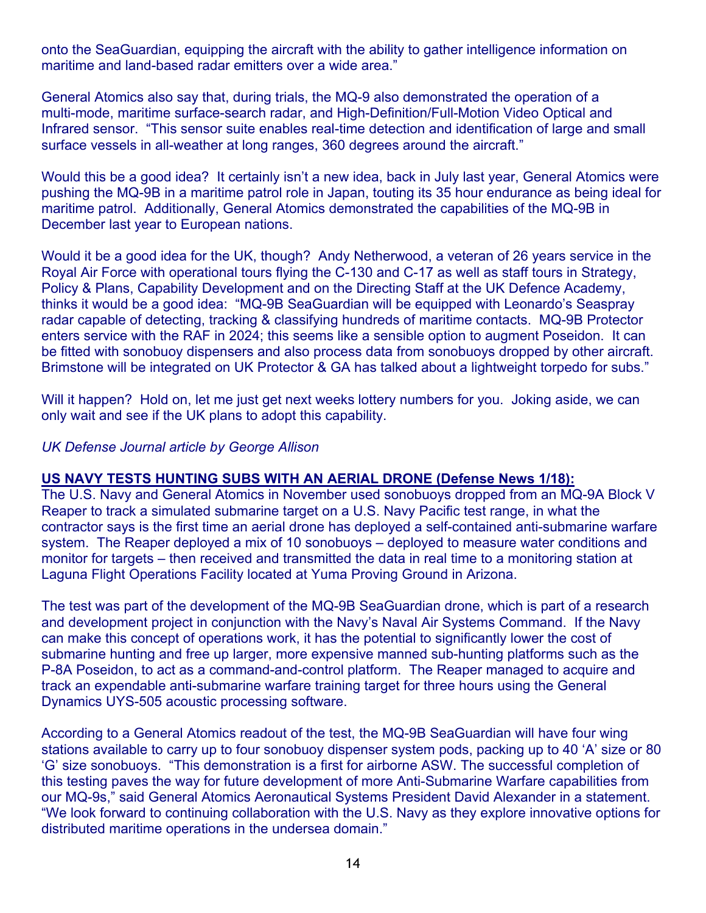onto the SeaGuardian, equipping the aircraft with the ability to gather intelligence information on maritime and land-based radar emitters over a wide area."

General Atomics also say that, during trials, the MQ-9 also demonstrated the operation of a multi-mode, maritime surface-search radar, and High-Definition/Full-Motion Video Optical and Infrared sensor. "This sensor suite enables real-time detection and identification of large and small surface vessels in all-weather at long ranges, 360 degrees around the aircraft."

Would this be a good idea? It certainly isn't a new idea, back in July last year, General Atomics were pushing the MQ-9B in a maritime patrol role in Japan, touting its 35 hour endurance as being ideal for maritime patrol. Additionally, General Atomics demonstrated the capabilities of the MQ-9B in December last year to European nations.

Would it be a good idea for the UK, though? Andy Netherwood, a veteran of 26 years service in the Royal Air Force with operational tours flying the C-130 and C-17 as well as staff tours in Strategy, Policy & Plans, Capability Development and on the Directing Staff at the UK Defence Academy, thinks it would be a good idea: "MQ-9B SeaGuardian will be equipped with Leonardo's Seaspray radar capable of detecting, tracking & classifying hundreds of maritime contacts. MQ-9B Protector enters service with the RAF in 2024; this seems like a sensible option to augment Poseidon. It can be fitted with sonobuoy dispensers and also process data from sonobuoys dropped by other aircraft. Brimstone will be integrated on UK Protector & GA has talked about a lightweight torpedo for subs."

Will it happen? Hold on, let me just get next weeks lottery numbers for you. Joking aside, we can only wait and see if the UK plans to adopt this capability.

*UK Defense Journal article by George Allison*

**US NAVY TESTS HUNTING SUBS WITH AN AERIAL DRONE (Defense News 1/18):**
The U.S. Navy and General Atomics in November used sonobuoys dropped from an MQ-9A Block V Reaper to track a simulated submarine target on a U.S. Navy Pacific test range, in what the contractor says is the first time an aerial drone has deployed a self-contained anti-submarine warfare system. The Reaper deployed a mix of 10 sonobuoys – deployed to measure water conditions and monitor for targets – then received and transmitted the data in real time to a monitoring station at Laguna Flight Operations Facility located at Yuma Proving Ground in Arizona.

The test was part of the development of the MQ-9B SeaGuardian drone, which is part of a research and development project in conjunction with the Navy's Naval Air Systems Command. If the Navy can make this concept of operations work, it has the potential to significantly lower the cost of submarine hunting and free up larger, more expensive manned sub-hunting platforms such as the P-8A Poseidon, to act as a command-and-control platform. The Reaper managed to acquire and track an expendable anti-submarine warfare training target for three hours using the General Dynamics UYS-505 acoustic processing software.

According to a General Atomics readout of the test, the MQ-9B SeaGuardian will have four wing stations available to carry up to four sonobuoy dispenser system pods, packing up to 40 'A' size or 80 'G' size sonobuoys. "This demonstration is a first for airborne ASW. The successful completion of this testing paves the way for future development of more Anti-Submarine Warfare capabilities from our MQ-9s," said General Atomics Aeronautical Systems President David Alexander in a statement. "We look forward to continuing collaboration with the U.S. Navy as they explore innovative options for distributed maritime operations in the undersea domain."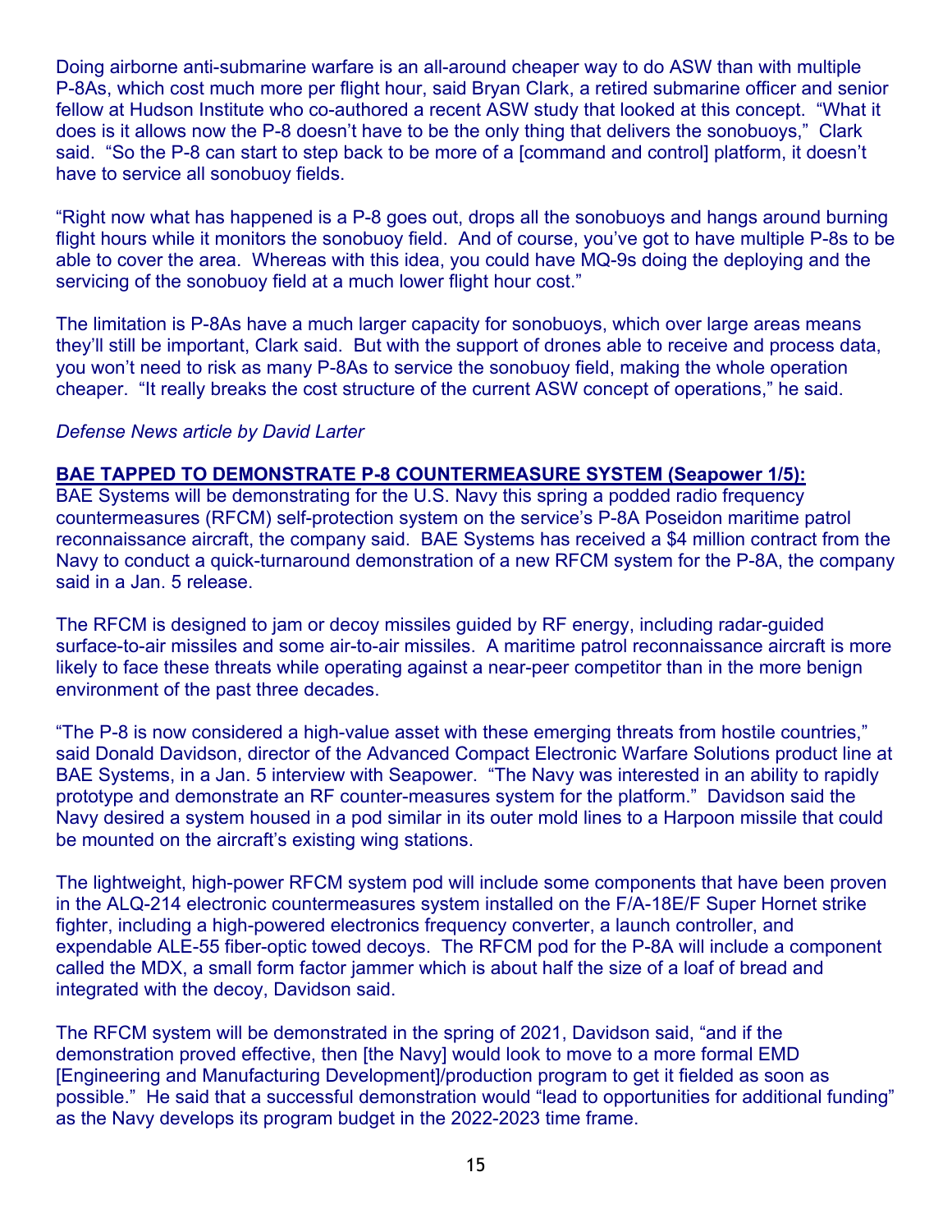Doing airborne anti-submarine warfare is an all-around cheaper way to do ASW than with multiple P-8As, which cost much more per flight hour, said Bryan Clark, a retired submarine officer and senior fellow at Hudson Institute who co-authored a recent ASW study that looked at this concept. "What it does is it allows now the P-8 doesn't have to be the only thing that delivers the sonobuoys," Clark said. "So the P-8 can start to step back to be more of a [command and control] platform, it doesn't have to service all sonobuoy fields.

"Right now what has happened is a P-8 goes out, drops all the sonobuoys and hangs around burning flight hours while it monitors the sonobuoy field. And of course, you've got to have multiple P-8s to be able to cover the area. Whereas with this idea, you could have MQ-9s doing the deploying and the servicing of the sonobuoy field at a much lower flight hour cost."

The limitation is P-8As have a much larger capacity for sonobuoys, which over large areas means they'll still be important, Clark said. But with the support of drones able to receive and process data, you won't need to risk as many P-8As to service the sonobuoy field, making the whole operation cheaper. "It really breaks the cost structure of the current ASW concept of operations," he said.

*Defense News article by David Larter*

**BAE TAPPED TO DEMONSTRATE P-8 COUNTERMEASURE SYSTEM (Seapower 1/5):**

BAE Systems will be demonstrating for the U.S. Navy this spring a podded radio frequency countermeasures (RFCM) self-protection system on the service's P-8A Poseidon maritime patrol reconnaissance aircraft, the company said. BAE Systems has received a $4 million contract from the Navy to conduct a quick-turnaround demonstration of a new RFCM system for the P-8A, the company said in a Jan. 5 release.

The RFCM is designed to jam or decoy missiles guided by RF energy, including radar-guided surface-to-air missiles and some air-to-air missiles. A maritime patrol reconnaissance aircraft is more likely to face these threats while operating against a near-peer competitor than in the more benign environment of the past three decades.

"The P-8 is now considered a high-value asset with these emerging threats from hostile countries," said Donald Davidson, director of the Advanced Compact Electronic Warfare Solutions product line at BAE Systems, in a Jan. 5 interview with Seapower. "The Navy was interested in an ability to rapidly prototype and demonstrate an RF counter-measures system for the platform." Davidson said the Navy desired a system housed in a pod similar in its outer mold lines to a Harpoon missile that could be mounted on the aircraft's existing wing stations.

The lightweight, high-power RFCM system pod will include some components that have been proven in the ALQ-214 electronic countermeasures system installed on the F/A-18E/F Super Hornet strike fighter, including a high-powered electronics frequency converter, a launch controller, and expendable ALE-55 fiber-optic towed decoys. The RFCM pod for the P-8A will include a component called the MDX, a small form factor jammer which is about half the size of a loaf of bread and integrated with the decoy, Davidson said.

The RFCM system will be demonstrated in the spring of 2021, Davidson said, "and if the demonstration proved effective, then [the Navy] would look to move to a more formal EMD [Engineering and Manufacturing Development]/production program to get it fielded as soon as possible." He said that a successful demonstration would "lead to opportunities for additional funding" as the Navy develops its program budget in the 2022-2023 time frame.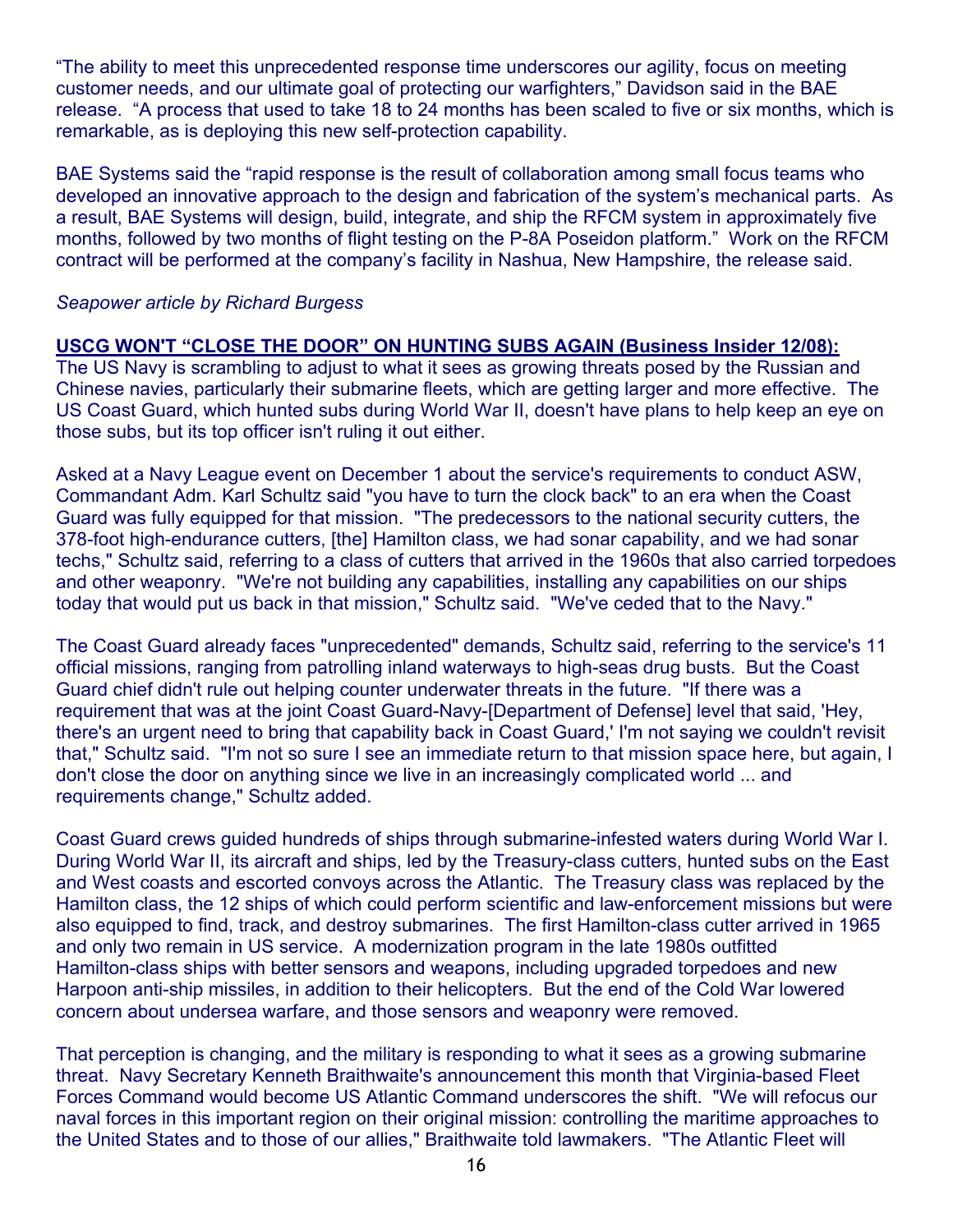"The ability to meet this unprecedented response time underscores our agility, focus on meeting customer needs, and our ultimate goal of protecting our warfighters," Davidson said in the BAE release. "A process that used to take 18 to 24 months has been scaled to five or six months, which is remarkable, as is deploying this new self-protection capability.

BAE Systems said the "rapid response is the result of collaboration among small focus teams who developed an innovative approach to the design and fabrication of the system's mechanical parts. As a result, BAE Systems will design, build, integrate, and ship the RFCM system in approximately five months, followed by two months of flight testing on the P-8A Poseidon platform." Work on the RFCM contract will be performed at the company's facility in Nashua, New Hampshire, the release said.

*Seapower article by Richard Burgess*

**USCG WON'T "CLOSE THE DOOR" ON HUNTING SUBS AGAIN (Business Insider 12/08):**
The US Navy is scrambling to adjust to what it sees as growing threats posed by the Russian and Chinese navies, particularly their submarine fleets, which are getting larger and more effective. The US Coast Guard, which hunted subs during World War II, doesn't have plans to help keep an eye on those subs, but its top officer isn't ruling it out either.

Asked at a Navy League event on December 1 about the service's requirements to conduct ASW, Commandant Adm. Karl Schultz said "you have to turn the clock back" to an era when the Coast Guard was fully equipped for that mission. "The predecessors to the national security cutters, the 378-foot high-endurance cutters, [the] Hamilton class, we had sonar capability, and we had sonar techs," Schultz said, referring to a class of cutters that arrived in the 1960s that also carried torpedoes and other weaponry. "We're not building any capabilities, installing any capabilities on our ships today that would put us back in that mission," Schultz said. "We've ceded that to the Navy."

The Coast Guard already faces "unprecedented" demands, Schultz said, referring to the service's 11 official missions, ranging from patrolling inland waterways to high-seas drug busts. But the Coast Guard chief didn't rule out helping counter underwater threats in the future. "If there was a requirement that was at the joint Coast Guard-Navy-[Department of Defense] level that said, 'Hey, there's an urgent need to bring that capability back in Coast Guard,' I'm not saying we couldn't revisit that," Schultz said. "I'm not so sure I see an immediate return to that mission space here, but again, I don't close the door on anything since we live in an increasingly complicated world ... and requirements change," Schultz added.

Coast Guard crews guided hundreds of ships through submarine-infested waters during World War I. During World War II, its aircraft and ships, led by the Treasury-class cutters, hunted subs on the East and West coasts and escorted convoys across the Atlantic. The Treasury class was replaced by the Hamilton class, the 12 ships of which could perform scientific and law-enforcement missions but were also equipped to find, track, and destroy submarines. The first Hamilton-class cutter arrived in 1965 and only two remain in US service. A modernization program in the late 1980s outfitted Hamilton-class ships with better sensors and weapons, including upgraded torpedoes and new Harpoon anti-ship missiles, in addition to their helicopters. But the end of the Cold War lowered concern about undersea warfare, and those sensors and weaponry were removed.

That perception is changing, and the military is responding to what it sees as a growing submarine threat. Navy Secretary Kenneth Braithwaite's announcement this month that Virginia-based Fleet Forces Command would become US Atlantic Command underscores the shift. "We will refocus our naval forces in this important region on their original mission: controlling the maritime approaches to the United States and to those of our allies," Braithwaite told lawmakers. "The Atlantic Fleet will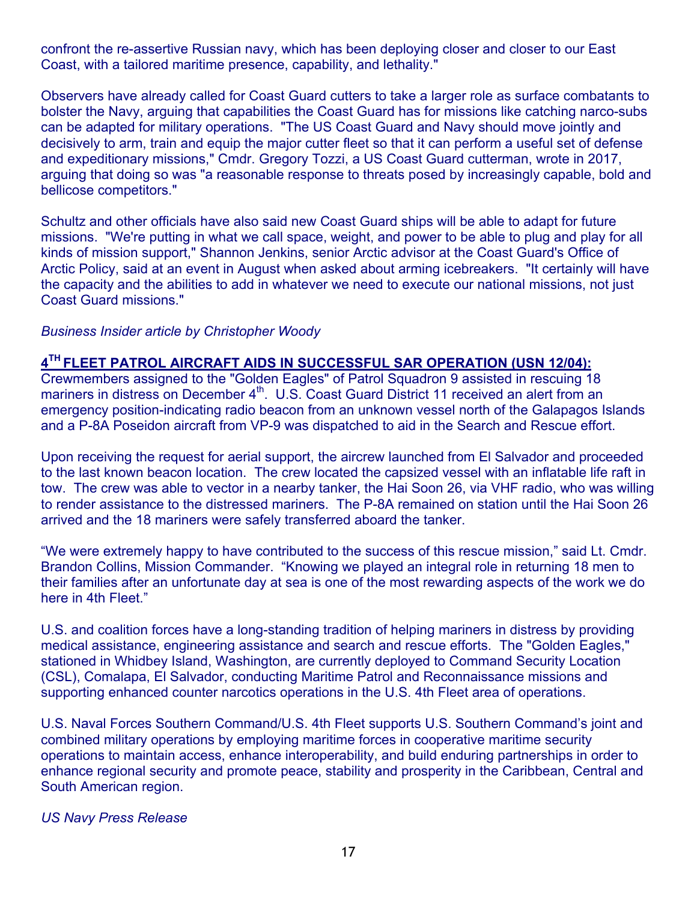confront the re-assertive Russian navy, which has been deploying closer and closer to our East Coast, with a tailored maritime presence, capability, and lethality."

Observers have already called for Coast Guard cutters to take a larger role as surface combatants to bolster the Navy, arguing that capabilities the Coast Guard has for missions like catching narco-subs can be adapted for military operations. "The US Coast Guard and Navy should move jointly and decisively to arm, train and equip the major cutter fleet so that it can perform a useful set of defense and expeditionary missions," Cmdr. Gregory Tozzi, a US Coast Guard cutterman, wrote in 2017, arguing that doing so was "a reasonable response to threats posed by increasingly capable, bold and bellicose competitors."

Schultz and other officials have also said new Coast Guard ships will be able to adapt for future missions. "We're putting in what we call space, weight, and power to be able to plug and play for all kinds of mission support," Shannon Jenkins, senior Arctic advisor at the Coast Guard's Office of Arctic Policy, said at an event in August when asked about arming icebreakers. "It certainly will have the capacity and the abilities to add in whatever we need to execute our national missions, not just Coast Guard missions."

*Business Insider article by Christopher Woody*

**4TH FLEET PATROL AIRCRAFT AIDS IN SUCCESSFUL SAR OPERATION (USN 12/04):**

Crewmembers assigned to the "Golden Eagles" of Patrol Squadron 9 assisted in rescuing 18 mariners in distress on December 4th. U.S. Coast Guard District 11 received an alert from an emergency position-indicating radio beacon from an unknown vessel north of the Galapagos Islands and a P-8A Poseidon aircraft from VP-9 was dispatched to aid in the Search and Rescue effort.

Upon receiving the request for aerial support, the aircrew launched from El Salvador and proceeded to the last known beacon location. The crew located the capsized vessel with an inflatable life raft in tow. The crew was able to vector in a nearby tanker, the Hai Soon 26, via VHF radio, who was willing to render assistance to the distressed mariners. The P-8A remained on station until the Hai Soon 26 arrived and the 18 mariners were safely transferred aboard the tanker.

“We were extremely happy to have contributed to the success of this rescue mission,” said Lt. Cmdr. Brandon Collins, Mission Commander. “Knowing we played an integral role in returning 18 men to their families after an unfortunate day at sea is one of the most rewarding aspects of the work we do here in 4th Fleet.”

U.S. and coalition forces have a long-standing tradition of helping mariners in distress by providing medical assistance, engineering assistance and search and rescue efforts. The "Golden Eagles," stationed in Whidbey Island, Washington, are currently deployed to Command Security Location (CSL), Comalapa, El Salvador, conducting Maritime Patrol and Reconnaissance missions and supporting enhanced counter narcotics operations in the U.S. 4th Fleet area of operations.

U.S. Naval Forces Southern Command/U.S. 4th Fleet supports U.S. Southern Command’s joint and combined military operations by employing maritime forces in cooperative maritime security operations to maintain access, enhance interoperability, and build enduring partnerships in order to enhance regional security and promote peace, stability and prosperity in the Caribbean, Central and South American region.

*US Navy Press Release*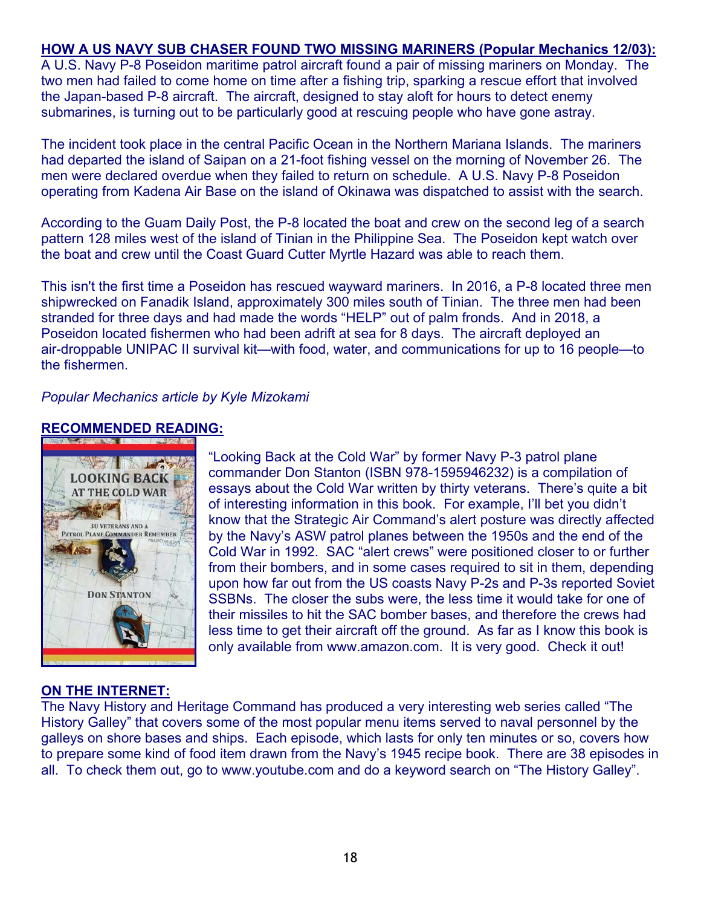**HOW A US NAVY SUB CHASER FOUND TWO MISSING MARINERS (Popular Mechanics 12/03):**
A U.S. Navy P-8 Poseidon maritime patrol aircraft found a pair of missing mariners on Monday. The two men had failed to come home on time after a fishing trip, sparking a rescue effort that involved the Japan-based P-8 aircraft. The aircraft, designed to stay aloft for hours to detect enemy submarines, is turning out to be particularly good at rescuing people who have gone astray.

The incident took place in the central Pacific Ocean in the Northern Mariana Islands. The mariners had departed the island of Saipan on a 21-foot fishing vessel on the morning of November 26. The men were declared overdue when they failed to return on schedule. A U.S. Navy P-8 Poseidon operating from Kadena Air Base on the island of Okinawa was dispatched to assist with the search.

According to the Guam Daily Post, the P-8 located the boat and crew on the second leg of a search pattern 128 miles west of the island of Tinian in the Philippine Sea. The Poseidon kept watch over the boat and crew until the Coast Guard Cutter Myrtle Hazard was able to reach them.

This isn't the first time a Poseidon has rescued wayward mariners. In 2016, a P-8 located three men shipwrecked on Fanadik Island, approximately 300 miles south of Tinian. The three men had been stranded for three days and had made the words "HELP" out of palm fronds. And in 2018, a Poseidon located fishermen who had been adrift at sea for 8 days. The aircraft deployed an air-droppable UNIPAC II survival kit—with food, water, and communications for up to 16 people—to the fishermen.

*Popular Mechanics article by Kyle Mizokami*

**RECOMMENDED READING:**

"Looking Back at the Cold War" by former Navy P-3 patrol plane commander Don Stanton (ISBN 978-1595946232) is a compilation of essays about the Cold War written by thirty veterans. There's quite a bit of interesting information in this book. For example, I'll bet you didn't know that the Strategic Air Command's alert posture was directly affected by the Navy's ASW patrol planes between the 1950s and the end of the Cold War in 1992. SAC "alert crews" were positioned closer to or further from their bombers, and in some cases required to sit in them, depending upon how far out from the US coasts Navy P-2s and P-3s reported Soviet SSBNs. The closer the subs were, the less time it would take for one of their missiles to hit the SAC bomber bases, and therefore the crews had less time to get their aircraft off the ground. As far as I know this book is only available from www.amazon.com. It is very good. Check it out!

**ON THE INTERNET:**
The Navy History and Heritage Command has produced a very interesting web series called "The History Galley" that covers some of the most popular menu items served to naval personnel by the galleys on shore bases and ships. Each episode, which lasts for only ten minutes or so, covers how to prepare some kind of food item drawn from the Navy's 1945 recipe book. There are 38 episodes in all. To check them out, go to www.youtube.com and do a keyword search on "The History Galley".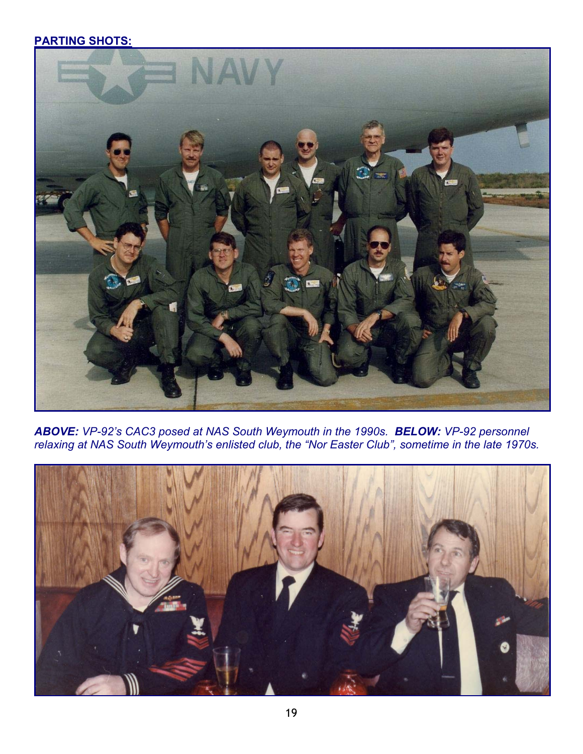**PARTING SHOTS:**

***ABOVE:*** *VP-92's CAC3 posed at NAS South Weymouth in the 1990s.* ***BELOW:*** *VP-92 personnel relaxing at NAS South Weymouth's enlisted club, the "Nor Easter Club", sometime in the late 1970s.*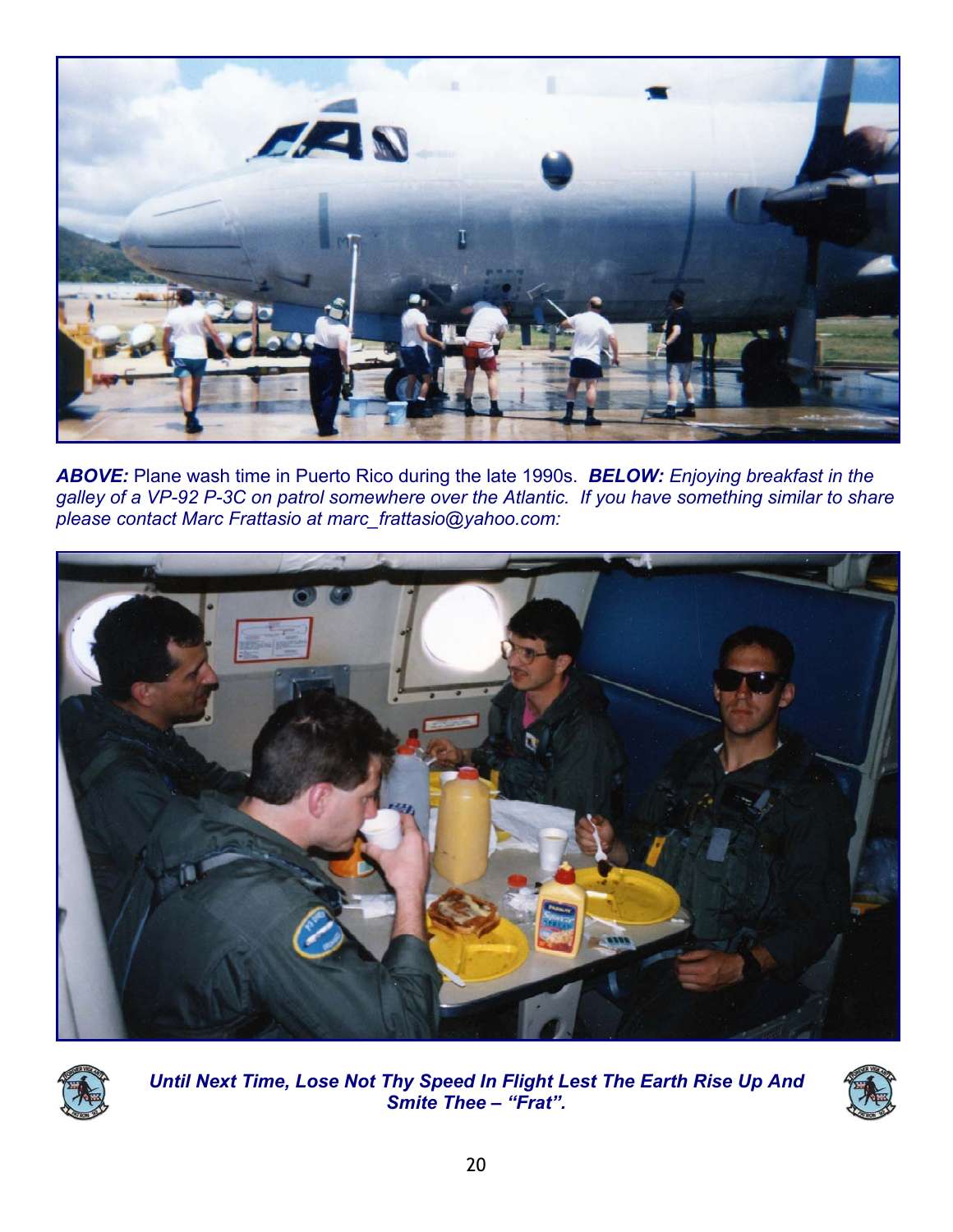***ABOVE:*** Plane wash time in Puerto Rico during the late 1990s. ***BELOW:*** *Enjoying breakfast in the galley of a VP-92 P-3C on patrol somewhere over the Atlantic. If you have something similar to share please contact Marc Frattasio at marc_frattasio@yahoo.com:*

***Until Next Time, Lose Not Thy Speed In Flight Lest The Earth Rise Up And Smite Thee – "Frat".***